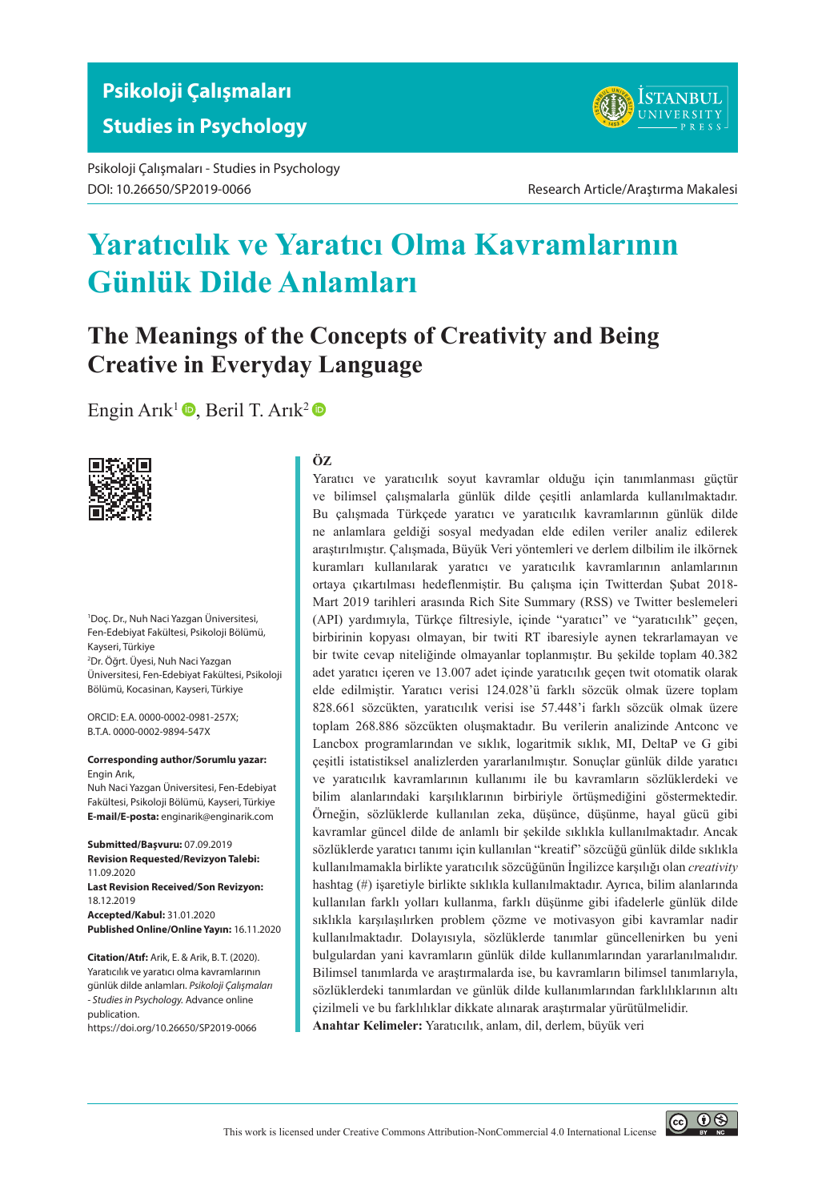Psikoloji Çalışmaları - Studies in Psychology
DOI: 10.26650/SP2019-0066

Research Article/Araştırma Makalesi

# Yaratıcılık ve Yaratıcı Olma Kavramlarının Günlük Dilde Anlamları

## The Meanings of the Concepts of Creativity and Being Creative in Everyday Language

Engin Arık[1], Beril T. Arık[2]

[1]Doç. Dr., Nuh Naci Yazgan Üniversitesi, Fen-Edebiyat Fakültesi, Psikoloji Bölümü, Kayseri, Türkiye
[2]Dr. Öğrt. Üyesi, Nuh Naci Yazgan Üniversitesi, Fen-Edebiyat Fakültesi, Psikoloji Bölümü, Kocasinan, Kayseri, Türkiye

ORCID: E.A. 0000-0002-0981-257X; B.T.A. 0000-0002-9894-547X

**Corresponding author/Sorumlu yazar:** Engin Arık,
Nuh Naci Yazgan Üniversitesi, Fen-Edebiyat Fakültesi, Psikoloji Bölümü, Kayseri, Türkiye
**E-mail/E-posta:** enginarik@enginarik.com

**Submitted/Başvuru:** 07.09.2019
**Revision Requested/Revizyon Talebi:** 11.09.2020
**Last Revision Received/Son Revizyon:** 18.12.2019
**Accepted/Kabul:** 31.01.2020
**Published Online/Online Yayın:** 16.11.2020

**Citation/Atıf:** Arik, E. & Arik, B. T. (2020). Yaratıcılık ve yaratıcı olma kavramlarının günlük dilde anlamları. *Psikoloji Çalışmaları - Studies in Psychology.* Advance online publication. https://doi.org/10.26650/SP2019-0066

**ÖZ**

Yaratıcı ve yaratıcılık soyut kavramlar olduğu için tanımlanması güçtür ve bilimsel çalışmalarla günlük dilde çeşitli anlamlarda kullanılmaktadır. Bu çalışmada Türkçede yaratıcı ve yaratıcılık kavramlarının günlük dilde ne anlamlara geldiği sosyal medyadan elde edilen veriler analiz edilerek araştırılmıştır. Çalışmada, Büyük Veri yöntemleri ve derlem dilbilim ile ilkörnek kuramları kullanılarak yaratıcı ve yaratıcılık kavramlarının anlamlarının ortaya çıkartılması hedeflenmiştir. Bu çalışma için Twitterdan Şubat 2018-Mart 2019 tarihleri arasında Rich Site Summary (RSS) ve Twitter beslemeleri (API) yardımıyla, Türkçe filtresiyle, içinde "yaratıcı" ve "yaratıcılık" geçen, birbirinin kopyası olmayan, bir twiti RT ibaresiyle aynen tekrarlamayan ve bir twite cevap niteliğinde olmayanlar toplanmıştır. Bu şekilde toplam 40.382 adet yaratıcı içeren ve 13.007 adet içinde yaratıcılık geçen twit otomatik olarak elde edilmiştir. Yaratıcı verisi 124.028'ü farklı sözcük olmak üzere toplam 828.661 sözcükten, yaratıcılık verisi ise 57.448'i farklı sözcük olmak üzere toplam 268.886 sözcükten oluşmaktadır. Bu verilerin analizinde Antconc ve Lancbox programlarından ve sıklık, logaritmik sıklık, MI, DeltaP ve G gibi çeşitli istatistiksel analizlerden yararlanılmıştır. Sonuçlar günlük dilde yaratıcı ve yaratıcılık kavramlarının kullanımı ile bu kavramların sözlüklerdeki ve bilim alanlarındaki karşılıklarının birbiriyle örtüşmediğini göstermektedir. Örneğin, sözlüklerde kullanılan zeka, düşünce, düşünme, hayal gücü gibi kavramlar güncel dilde de anlamlı bir şekilde sıklıkla kullanılmaktadır. Ancak sözlüklerde yaratıcı tanımı için kullanılan "kreatif" sözcüğü günlük dilde sıklıkla kullanılmamakla birlikte yaratıcılık sözcüğünün İngilizce karşılığı olan *creativity* hashtag (#) işaretiyle birlikte sıklıkla kullanılmaktadır. Ayrıca, bilim alanlarında kullanılan farklı yolları kullanma, farklı düşünme gibi ifadelerle günlük dilde sıklıkla karşılaşılırken problem çözme ve motivasyon gibi kavramlar nadir kullanılmaktadır. Dolayısıyla, sözlüklerde tanımlar güncellenirken bu yeni bulgulardan yani kavramların günlük dilde kullanımlarından yararlanılmalıdır. Bilimsel tanımlarda ve araştırmalarda ise, bu kavramların bilimsel tanımlarıyla, sözlüklerdeki tanımlardan ve günlük dilde kullanımlarından farklılıklarının altı çizilmeli ve bu farklılıklar dikkate alınarak araştırmalar yürütülmelidir.

**Anahtar Kelimeler:** Yaratıcılık, anlam, dil, derlem, büyük veri

This work is licensed under Creative Commons Attribution-NonCommercial 4.0 International License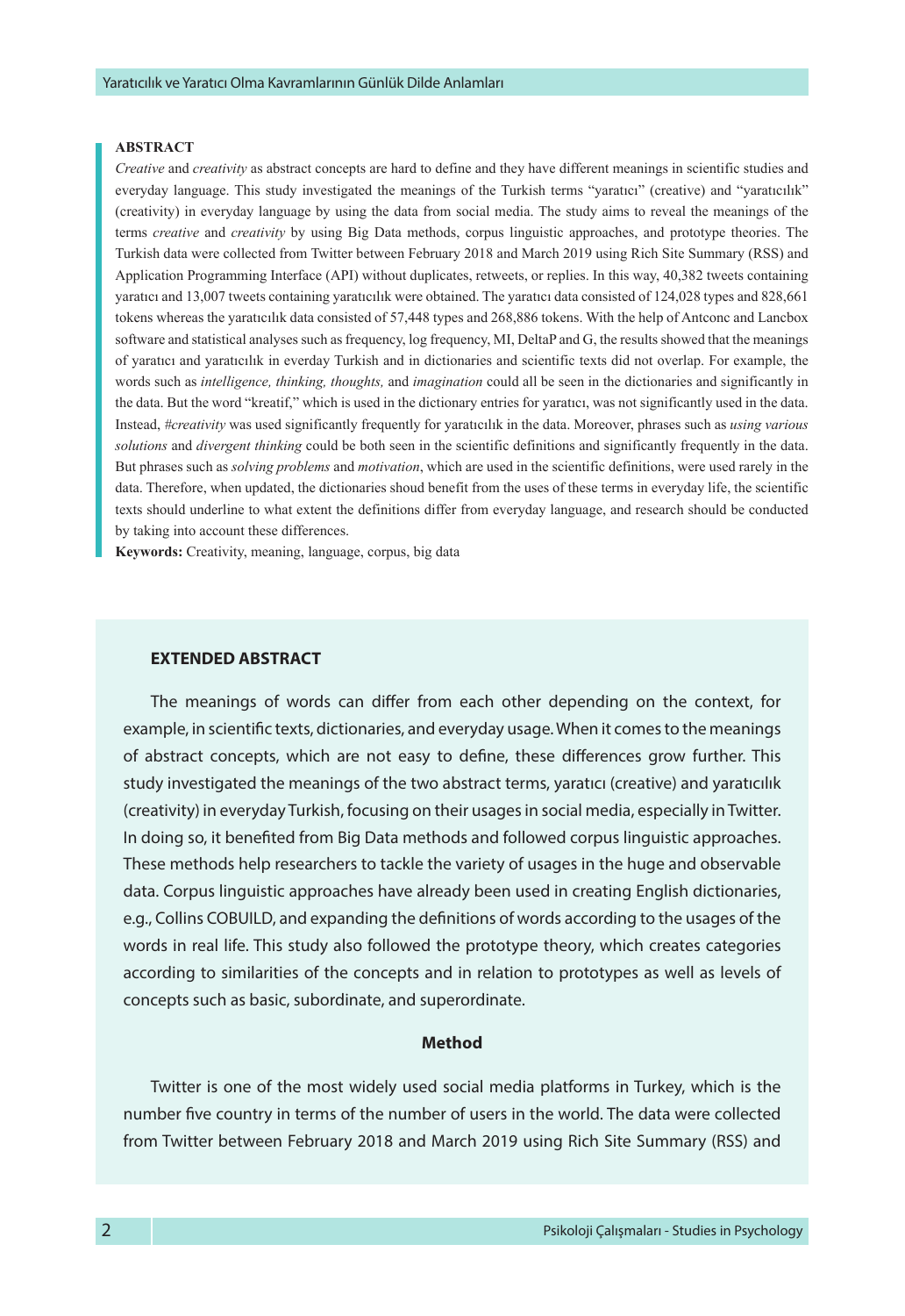**ABSTRACT**

*Creative* and *creativity* as abstract concepts are hard to define and they have different meanings in scientific studies and everyday language. This study investigated the meanings of the Turkish terms "yaratıcı" (creative) and "yaratıcılık" (creativity) in everyday language by using the data from social media. The study aims to reveal the meanings of the terms *creative* and *creativity* by using Big Data methods, corpus linguistic approaches, and prototype theories. The Turkish data were collected from Twitter between February 2018 and March 2019 using Rich Site Summary (RSS) and Application Programming Interface (API) without duplicates, retweets, or replies. In this way, 40,382 tweets containing yaratıcı and 13,007 tweets containing yaratıcılık were obtained. The yaratıcı data consisted of 124,028 types and 828,661 tokens whereas the yaratıcılık data consisted of 57,448 types and 268,886 tokens. With the help of Antconc and Lancbox software and statistical analyses such as frequency, log frequency, MI, DeltaP and G, the results showed that the meanings of yaratıcı and yaratıcılık in everday Turkish and in dictionaries and scientific texts did not overlap. For example, the words such as *intelligence, thinking, thoughts,* and *imagination* could all be seen in the dictionaries and significantly in the data. But the word "kreatif," which is used in the dictionary entries for yaratıcı, was not significantly used in the data. Instead, *#creativity* was used significantly frequently for yaratıcılık in the data. Moreover, phrases such as *using various solutions* and *divergent thinking* could be both seen in the scientific definitions and significantly frequently in the data. But phrases such as *solving problems* and *motivation*, which are used in the scientific definitions, were used rarely in the data. Therefore, when updated, the dictionaries shoud benefit from the uses of these terms in everyday life, the scientific texts should underline to what extent the definitions differ from everyday language, and research should be conducted by taking into account these differences.

**Keywords:** Creativity, meaning, language, corpus, big data

## EXTENDED ABSTRACT

The meanings of words can differ from each other depending on the context, for example, in scientific texts, dictionaries, and everyday usage. When it comes to the meanings of abstract concepts, which are not easy to define, these differences grow further. This study investigated the meanings of the two abstract terms, yaratıcı (creative) and yaratıcılık (creativity) in everyday Turkish, focusing on their usages in social media, especially in Twitter. In doing so, it benefited from Big Data methods and followed corpus linguistic approaches. These methods help researchers to tackle the variety of usages in the huge and observable data. Corpus linguistic approaches have already been used in creating English dictionaries, e.g., Collins COBUILD, and expanding the definitions of words according to the usages of the words in real life. This study also followed the prototype theory, which creates categories according to similarities of the concepts and in relation to prototypes as well as levels of concepts such as basic, subordinate, and superordinate.

### Method

Twitter is one of the most widely used social media platforms in Turkey, which is the number five country in terms of the number of users in the world. The data were collected from Twitter between February 2018 and March 2019 using Rich Site Summary (RSS) and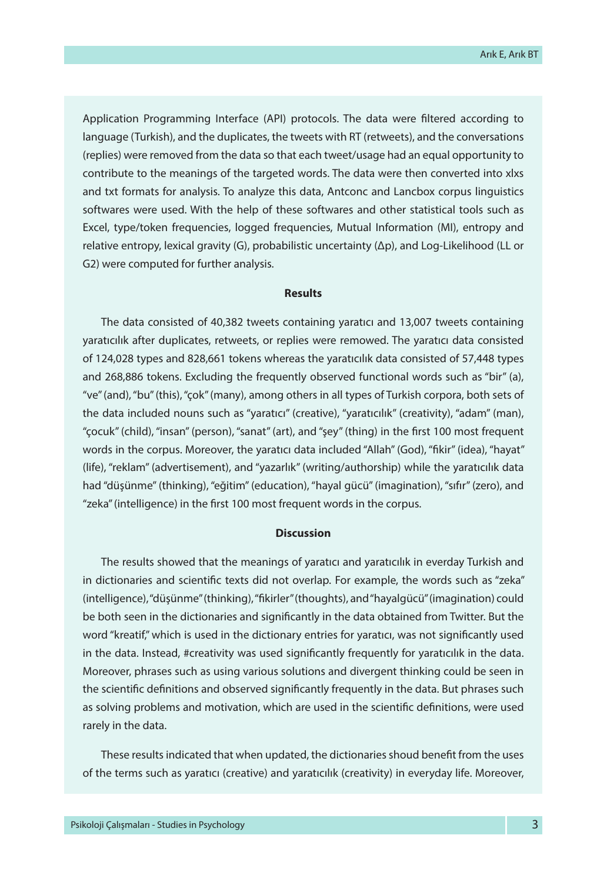Application Programming Interface (API) protocols. The data were filtered according to language (Turkish), and the duplicates, the tweets with RT (retweets), and the conversations (replies) were removed from the data so that each tweet/usage had an equal opportunity to contribute to the meanings of the targeted words. The data were then converted into xlxs and txt formats for analysis. To analyze this data, Antconc and Lancbox corpus linguistics softwares were used. With the help of these softwares and other statistical tools such as Excel, type/token frequencies, logged frequencies, Mutual Information (MI), entropy and relative entropy, lexical gravity (G), probabilistic uncertainty (Δp), and Log-Likelihood (LL or G2) were computed for further analysis.

**Results**

The data consisted of 40,382 tweets containing yaratıcı and 13,007 tweets containing yaratıcılık after duplicates, retweets, or replies were remowed. The yaratıcı data consisted of 124,028 types and 828,661 tokens whereas the yaratıcılık data consisted of 57,448 types and 268,886 tokens. Excluding the frequently observed functional words such as "bir" (a), "ve" (and), "bu" (this), "çok" (many), among others in all types of Turkish corpora, both sets of the data included nouns such as "yaratıcı" (creative), "yaratıcılık" (creativity), "adam" (man), "çocuk" (child), "insan" (person), "sanat" (art), and "şey" (thing) in the first 100 most frequent words in the corpus. Moreover, the yaratıcı data included "Allah" (God), "fikir" (idea), "hayat" (life), "reklam" (advertisement), and "yazarlık" (writing/authorship) while the yaratıcılık data had "düşünme" (thinking), "eğitim" (education), "hayal gücü" (imagination), "sıfır" (zero), and "zeka" (intelligence) in the first 100 most frequent words in the corpus.

**Discussion**

The results showed that the meanings of yaratıcı and yaratıcılık in everday Turkish and in dictionaries and scientific texts did not overlap. For example, the words such as "zeka" (intelligence), "düşünme" (thinking), "fikirler" (thoughts), and "hayalgücü" (imagination) could be both seen in the dictionaries and significantly in the data obtained from Twitter. But the word "kreatif," which is used in the dictionary entries for yaratıcı, was not significantly used in the data. Instead, #creativity was used significantly frequently for yaratıcılık in the data. Moreover, phrases such as using various solutions and divergent thinking could be seen in the scientific definitions and observed significantly frequently in the data. But phrases such as solving problems and motivation, which are used in the scientific definitions, were used rarely in the data.

These results indicated that when updated, the dictionaries shoud benefit from the uses of the terms such as yaratıcı (creative) and yaratıcılık (creativity) in everyday life. Moreover,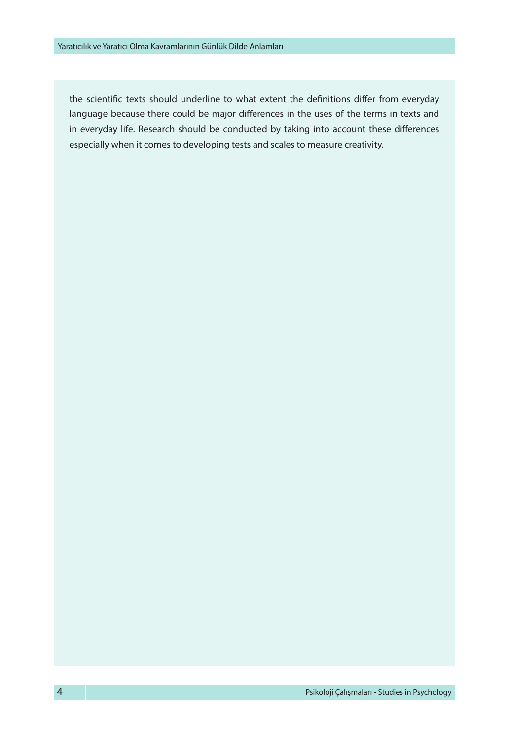the scientific texts should underline to what extent the definitions differ from everyday language because there could be major differences in the uses of the terms in texts and in everyday life. Research should be conducted by taking into account these differences especially when it comes to developing tests and scales to measure creativity.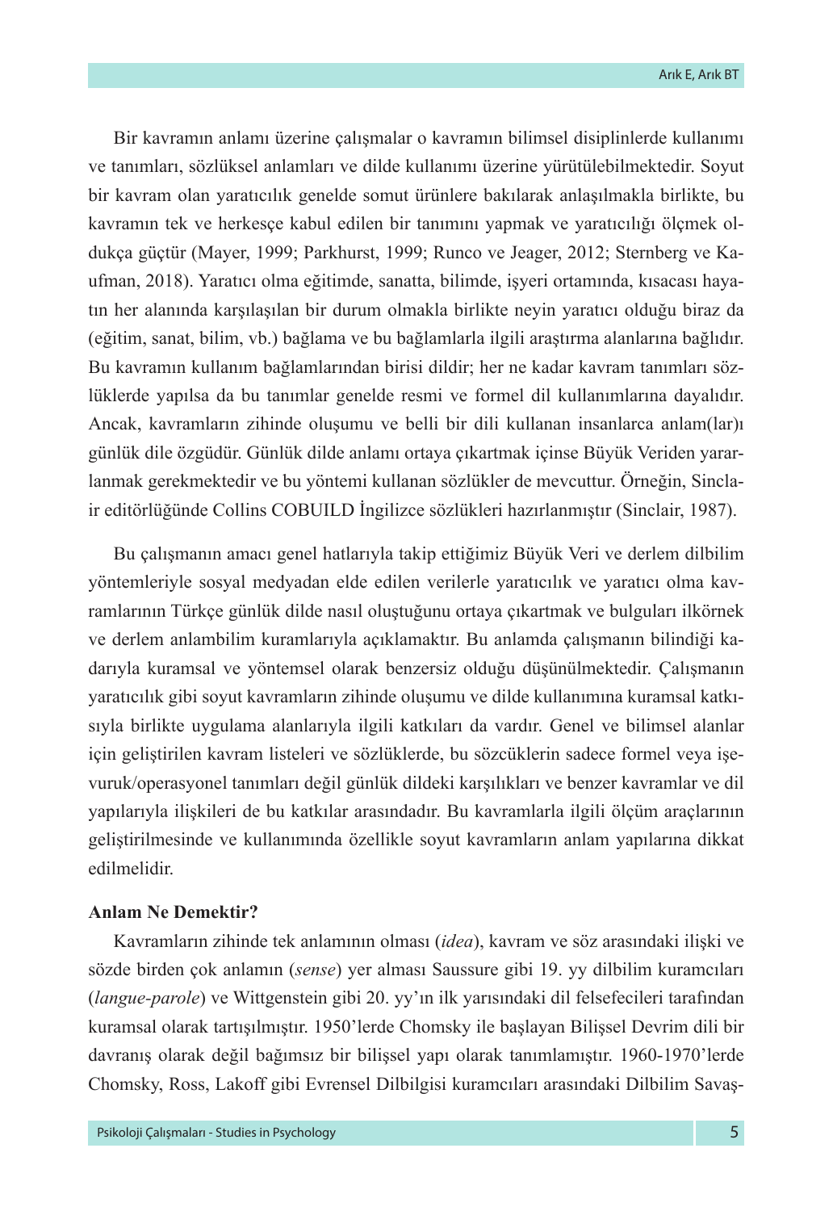Bir kavramın anlamı üzerine çalışmalar o kavramın bilimsel disiplinlerde kullanımı ve tanımları, sözlüksel anlamları ve dilde kullanımı üzerine yürütülebilmektedir. Soyut bir kavram olan yaratıcılık genelde somut ürünlere bakılarak anlaşılmakla birlikte, bu kavramın tek ve herkesçe kabul edilen bir tanımını yapmak ve yaratıcılığı ölçmek oldukça güçtür (Mayer, 1999; Parkhurst, 1999; Runco ve Jeager, 2012; Sternberg ve Kaufman, 2018). Yaratıcı olma eğitimde, sanatta, bilimde, işyeri ortamında, kısacası hayatın her alanında karşılaşılan bir durum olmakla birlikte neyin yaratıcı olduğu biraz da (eğitim, sanat, bilim, vb.) bağlama ve bu bağlamlarla ilgili araştırma alanlarına bağlıdır. Bu kavramın kullanım bağlamlarından birisi dildir; her ne kadar kavram tanımları sözlüklerde yapılsa da bu tanımlar genelde resmi ve formel dil kullanımlarına dayalıdır. Ancak, kavramların zihinde oluşumu ve belli bir dili kullanan insanlarca anlam(lar)ı günlük dile özgüdür. Günlük dilde anlamı ortaya çıkartmak içinse Büyük Veriden yararlanmak gerekmektedir ve bu yöntemi kullanan sözlükler de mevcuttur. Örneğin, Sinclair editörlüğünde Collins COBUILD İngilizce sözlükleri hazırlanmıştır (Sinclair, 1987).

Bu çalışmanın amacı genel hatlarıyla takip ettiğimiz Büyük Veri ve derlem dilbilim yöntemleriyle sosyal medyadan elde edilen verilerle yaratıcılık ve yaratıcı olma kavramlarının Türkçe günlük dilde nasıl oluştuğunu ortaya çıkartmak ve bulguları ilkörnek ve derlem anlambilim kuramlarıyla açıklamaktır. Bu anlamda çalışmanın bilindiği kadarıyla kuramsal ve yöntemsel olarak benzersiz olduğu düşünülmektedir. Çalışmanın yaratıcılık gibi soyut kavramların zihinde oluşumu ve dilde kullanımına kuramsal katkısıyla birlikte uygulama alanlarıyla ilgili katkıları da vardır. Genel ve bilimsel alanlar için geliştirilen kavram listeleri ve sözlüklerde, bu sözcüklerin sadece formel veya işevuruk/operasyonel tanımları değil günlük dildeki karşılıkları ve benzer kavramlar ve dil yapılarıyla ilişkileri de bu katkılar arasındadır. Bu kavramlarla ilgili ölçüm araçlarının geliştirilmesinde ve kullanımında özellikle soyut kavramların anlam yapılarına dikkat edilmelidir.

## Anlam Ne Demektir?

Kavramların zihinde tek anlamının olması (*idea*), kavram ve söz arasındaki ilişki ve sözde birden çok anlamın (*sense*) yer alması Saussure gibi 19. yy dilbilim kuramcıları (*langue-parole*) ve Wittgenstein gibi 20. yy'ın ilk yarısındaki dil felsefecileri tarafından kuramsal olarak tartışılmıştır. 1950'lerde Chomsky ile başlayan Bilişsel Devrim dili bir davranış olarak değil bağımsız bir bilişsel yapı olarak tanımlamıştır. 1960-1970'lerde Chomsky, Ross, Lakoff gibi Evrensel Dilbilgisi kuramcıları arasındaki Dilbilim Savaş-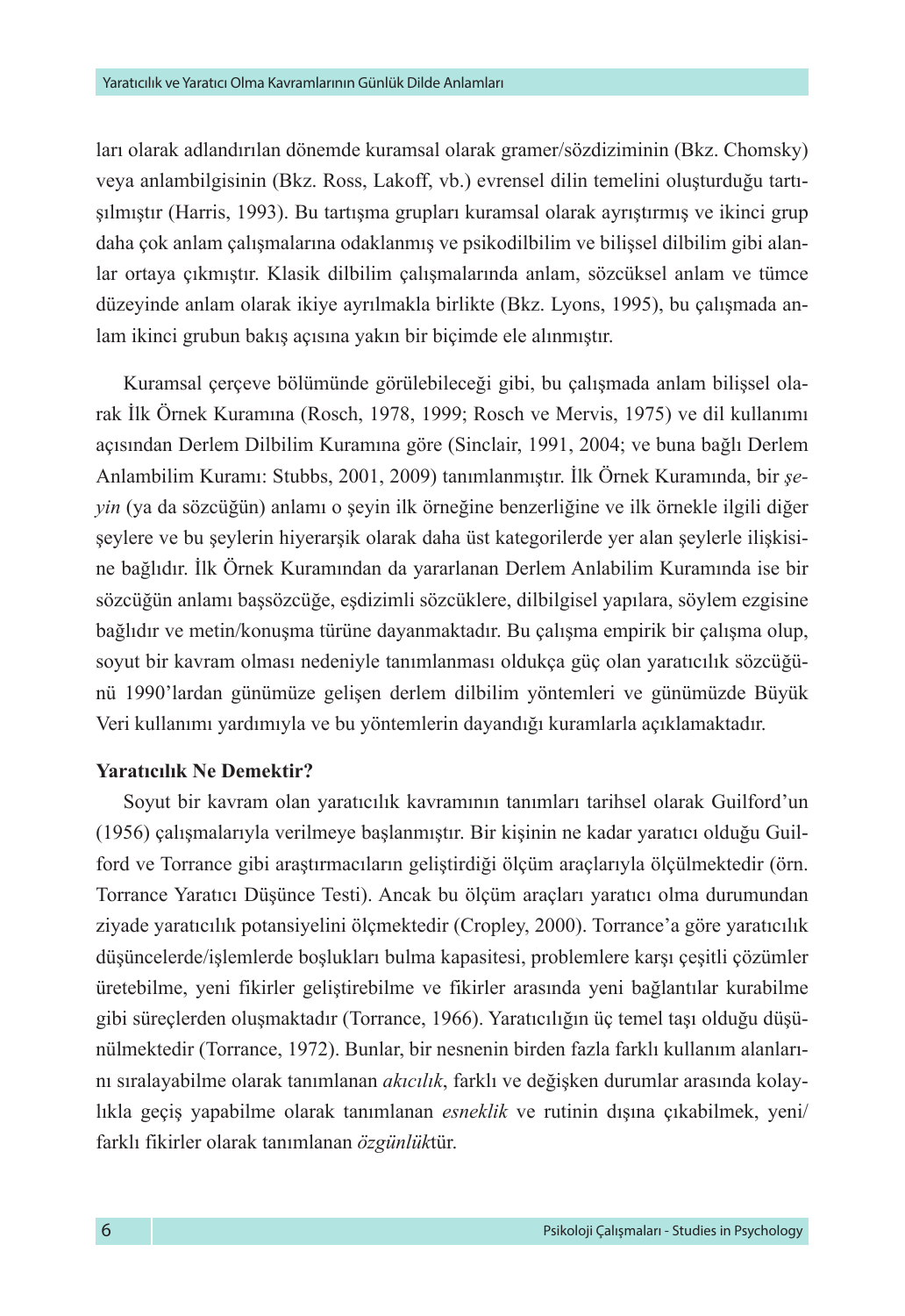ları olarak adlandırılan dönemde kuramsal olarak gramer/sözdiziminin (Bkz. Chomsky) veya anlambilgisinin (Bkz. Ross, Lakoff, vb.) evrensel dilin temelini oluşturduğu tartışılmıştır (Harris, 1993). Bu tartışma grupları kuramsal olarak ayrıştırmış ve ikinci grup daha çok anlam çalışmalarına odaklanmış ve psikodilbilim ve bilişsel dilbilim gibi alanlar ortaya çıkmıştır. Klasik dilbilim çalışmalarında anlam, sözcüksel anlam ve tümce düzeyinde anlam olarak ikiye ayrılmakla birlikte (Bkz. Lyons, 1995), bu çalışmada anlam ikinci grubun bakış açısına yakın bir biçimde ele alınmıştır.

Kuramsal çerçeve bölümünde görülebileceği gibi, bu çalışmada anlam bilişsel olarak İlk Örnek Kuramına (Rosch, 1978, 1999; Rosch ve Mervis, 1975) ve dil kullanımı açısından Derlem Dilbilim Kuramına göre (Sinclair, 1991, 2004; ve buna bağlı Derlem Anlambilim Kuramı: Stubbs, 2001, 2009) tanımlanmıştır. İlk Örnek Kuramında, bir *şeyin* (ya da sözcüğün) anlamı o şeyin ilk örneğine benzerliğine ve ilk örnekle ilgili diğer şeylere ve bu şeylerin hiyerarşik olarak daha üst kategorilerde yer alan şeylerle ilişkisine bağlıdır. İlk Örnek Kuramından da yararlanan Derlem Anlabilim Kuramında ise bir sözcüğün anlamı başsözcüğe, eşdizimli sözcüklere, dilbilgisel yapılara, söylem ezgisine bağlıdır ve metin/konuşma türüne dayanmaktadır. Bu çalışma empirik bir çalışma olup, soyut bir kavram olması nedeniyle tanımlanması oldukça güç olan yaratıcılık sözcüğünü 1990'lardan günümüze gelişen derlem dilbilim yöntemleri ve günümüzde Büyük Veri kullanımı yardımıyla ve bu yöntemlerin dayandığı kuramlarla açıklamaktadır.

**Yaratıcılık Ne Demektir?**

Soyut bir kavram olan yaratıcılık kavramının tanımları tarihsel olarak Guilford'un (1956) çalışmalarıyla verilmeye başlanmıştır. Bir kişinin ne kadar yaratıcı olduğu Guilford ve Torrance gibi araştırmacıların geliştirdiği ölçüm araçlarıyla ölçülmektedir (örn. Torrance Yaratıcı Düşünce Testi). Ancak bu ölçüm araçları yaratıcı olma durumundan ziyade yaratıcılık potansiyelini ölçmektedir (Cropley, 2000). Torrance'a göre yaratıcılık düşüncelerde/işlemlerde boşlukları bulma kapasitesi, problemlere karşı çeşitli çözümler üretebilme, yeni fikirler geliştirebilme ve fikirler arasında yeni bağlantılar kurabilme gibi süreçlerden oluşmaktadır (Torrance, 1966). Yaratıcılığın üç temel taşı olduğu düşünülmektedir (Torrance, 1972). Bunlar, bir nesnenin birden fazla farklı kullanım alanlarını sıralayabilme olarak tanımlanan *akıcılık*, farklı ve değişken durumlar arasında kolaylıkla geçiş yapabilme olarak tanımlanan *esneklik* ve rutinin dışına çıkabilmek, yeni/farklı fikirler olarak tanımlanan *özgünlük*tür.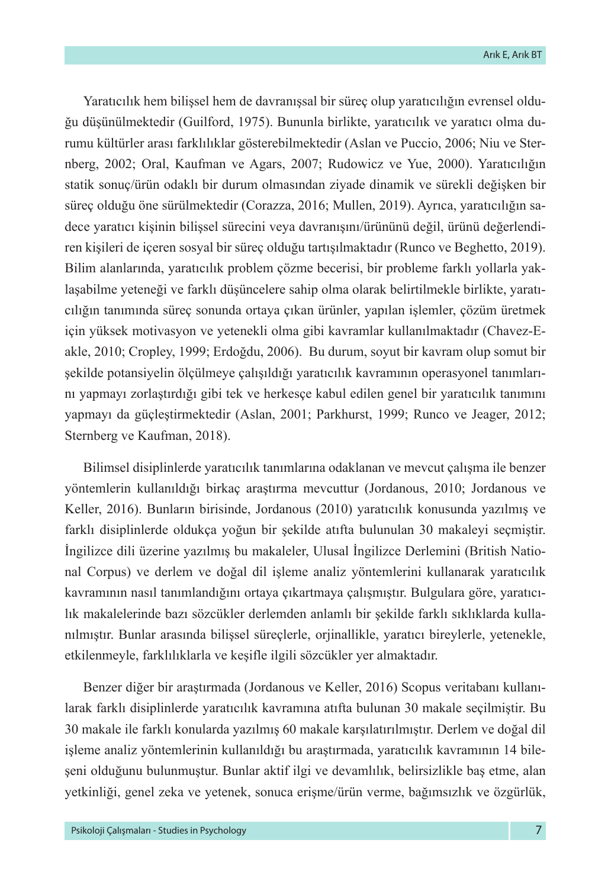Yaratıcılık hem bilişsel hem de davranışsal bir süreç olup yaratıcılığın evrensel olduğu düşünülmektedir (Guilford, 1975). Bununla birlikte, yaratıcılık ve yaratıcı olma durumu kültürler arası farklılıklar gösterebilmektedir (Aslan ve Puccio, 2006; Niu ve Sternberg, 2002; Oral, Kaufman ve Agars, 2007; Rudowicz ve Yue, 2000). Yaratıcılığın statik sonuç/ürün odaklı bir durum olmasından ziyade dinamik ve sürekli değişken bir süreç olduğu öne sürülmektedir (Corazza, 2016; Mullen, 2019). Ayrıca, yaratıcılığın sadece yaratıcı kişinin bilişsel sürecini veya davranışını/ürününü değil, ürünü değerlendiren kişileri de içeren sosyal bir süreç olduğu tartışılmaktadır (Runco ve Beghetto, 2019). Bilim alanlarında, yaratıcılık problem çözme becerisi, bir probleme farklı yollarla yaklaşabilme yeteneği ve farklı düşüncelere sahip olma olarak belirtilmekle birlikte, yaratıcılığın tanımında süreç sonunda ortaya çıkan ürünler, yapılan işlemler, çözüm üretmek için yüksek motivasyon ve yetenekli olma gibi kavramlar kullanılmaktadır (Chavez-Eakle, 2010; Cropley, 1999; Erdoğdu, 2006). Bu durum, soyut bir kavram olup somut bir şekilde potansiyelin ölçülmeye çalışıldığı yaratıcılık kavramının operasyonel tanımlarını yapmayı zorlaştırdığı gibi tek ve herkesçe kabul edilen genel bir yaratıcılık tanımını yapmayı da güçleştirmektedir (Aslan, 2001; Parkhurst, 1999; Runco ve Jeager, 2012; Sternberg ve Kaufman, 2018).

Bilimsel disiplinlerde yaratıcılık tanımlarına odaklanan ve mevcut çalışma ile benzer yöntemlerin kullanıldığı birkaç araştırma mevcuttur (Jordanous, 2010; Jordanous ve Keller, 2016). Bunların birisinde, Jordanous (2010) yaratıcılık konusunda yazılmış ve farklı disiplinlerde oldukça yoğun bir şekilde atıfta bulunulan 30 makaleyi seçmiştir. İngilizce dili üzerine yazılmış bu makaleler, Ulusal İngilizce Derlemini (British National Corpus) ve derlem ve doğal dil işleme analiz yöntemlerini kullanarak yaratıcılık kavramının nasıl tanımlandığını ortaya çıkartmaya çalışmıştır. Bulgulara göre, yaratıcılık makalelerinde bazı sözcükler derlemden anlamlı bir şekilde farklı sıklıklarda kullanılmıştır. Bunlar arasında bilişsel süreçlerle, orjinallikle, yaratıcı bireylerle, yetenekle, etkilenmeyle, farklılıklarla ve keşifle ilgili sözcükler yer almaktadır.

Benzer diğer bir araştırmada (Jordanous ve Keller, 2016) Scopus veritabanı kullanılarak farklı disiplinlerde yaratıcılık kavramına atıfta bulunan 30 makale seçilmiştir. Bu 30 makale ile farklı konularda yazılmış 60 makale karşılatırılmıştır. Derlem ve doğal dil işleme analiz yöntemlerinin kullanıldığı bu araştırmada, yaratıcılık kavramının 14 bileşeni olduğunu bulunmuştur. Bunlar aktif ilgi ve devamlılık, belirsizlikle baş etme, alan yetkinliği, genel zeka ve yetenek, sonuca erişme/ürün verme, bağımsızlık ve özgürlük,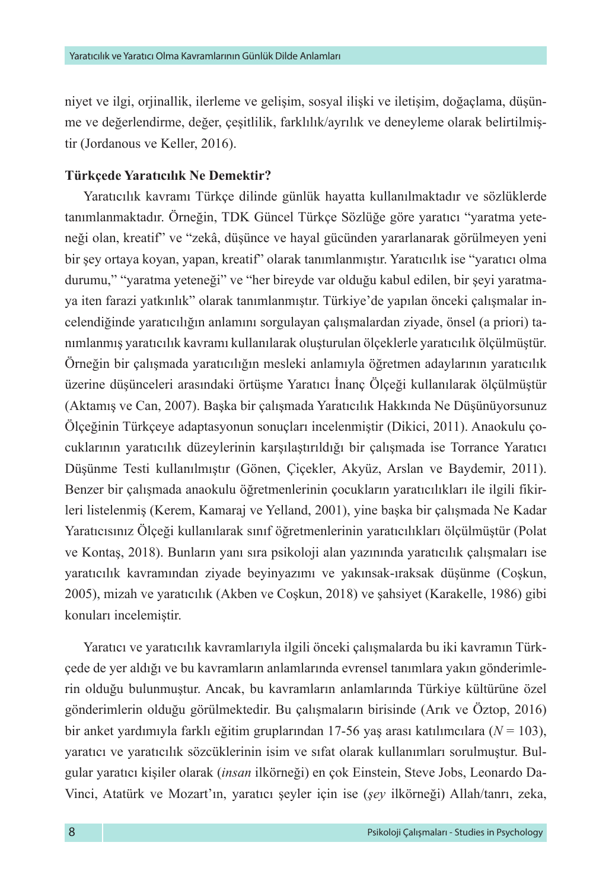niyet ve ilgi, orjinallik, ilerleme ve gelişim, sosyal ilişki ve iletişim, doğaçlama, düşünme ve değerlendirme, değer, çeşitlilik, farklılık/ayrılık ve deneyleme olarak belirtilmiştir (Jordanous ve Keller, 2016).

**Türkçede Yaratıcılık Ne Demektir?**

Yaratıcılık kavramı Türkçe dilinde günlük hayatta kullanılmaktadır ve sözlüklerde tanımlanmaktadır. Örneğin, TDK Güncel Türkçe Sözlüğe göre yaratıcı "yaratma yeteneği olan, kreatif" ve "zekâ, düşünce ve hayal gücünden yararlanarak görülmeyen yeni bir şey ortaya koyan, yapan, kreatif" olarak tanımlanmıştır. Yaratıcılık ise "yaratıcı olma durumu," "yaratma yeteneği" ve "her bireyde var olduğu kabul edilen, bir şeyi yaratmaya iten farazi yatkınlık" olarak tanımlanmıştır. Türkiye'de yapılan önceki çalışmalar incelendiğinde yaratıcılığın anlamını sorgulayan çalışmalardan ziyade, önsel (a priori) tanımlanmış yaratıcılık kavramı kullanılarak oluşturulan ölçeklerle yaratıcılık ölçülmüştür. Örneğin bir çalışmada yaratıcılığın mesleki anlamıyla öğretmen adaylarının yaratıcılık üzerine düşünceleri arasındaki örtüşme Yaratıcı İnanç Ölçeği kullanılarak ölçülmüştür (Aktamış ve Can, 2007). Başka bir çalışmada Yaratıcılık Hakkında Ne Düşünüyorsunuz Ölçeğinin Türkçeye adaptasyonun sonuçları incelenmiştir (Dikici, 2011). Anaokulu çocuklarının yaratıcılık düzeylerinin karşılaştırıldığı bir çalışmada ise Torrance Yaratıcı Düşünme Testi kullanılmıştır (Gönen, Çiçekler, Akyüz, Arslan ve Baydemir, 2011). Benzer bir çalışmada anaokulu öğretmenlerinin çocukların yaratıcılıkları ile ilgili fikirleri listelenmiş (Kerem, Kamaraj ve Yelland, 2001), yine başka bir çalışmada Ne Kadar Yaratıcısınız Ölçeği kullanılarak sınıf öğretmenlerinin yaratıcılıkları ölçülmüştür (Polat ve Kontaş, 2018). Bunların yanı sıra psikoloji alan yazınında yaratıcılık çalışmaları ise yaratıcılık kavramından ziyade beyinyazımı ve yakınsak-ıraksak düşünme (Coşkun, 2005), mizah ve yaratıcılık (Akben ve Coşkun, 2018) ve şahsiyet (Karakelle, 1986) gibi konuları incelemiştir.

Yaratıcı ve yaratıcılık kavramlarıyla ilgili önceki çalışmalarda bu iki kavramın Türkçede de yer aldığı ve bu kavramların anlamlarında evrensel tanımlara yakın gönderimlerin olduğu bulunmuştur. Ancak, bu kavramların anlamlarında Türkiye kültürüne özel gönderimlerin olduğu görülmektedir. Bu çalışmaların birisinde (Arık ve Öztop, 2016) bir anket yardımıyla farklı eğitim gruplarından 17-56 yaş arası katılımcılara ($N = 103$), yaratıcı ve yaratıcılık sözcüklerinin isim ve sıfat olarak kullanımları sorulmuştur. Bulgular yaratıcı kişiler olarak (*insan* ilkörneği) en çok Einstein, Steve Jobs, Leonardo DaVinci, Atatürk ve Mozart'ın, yaratıcı şeyler için ise (*şey* ilkörneği) Allah/tanrı, zeka,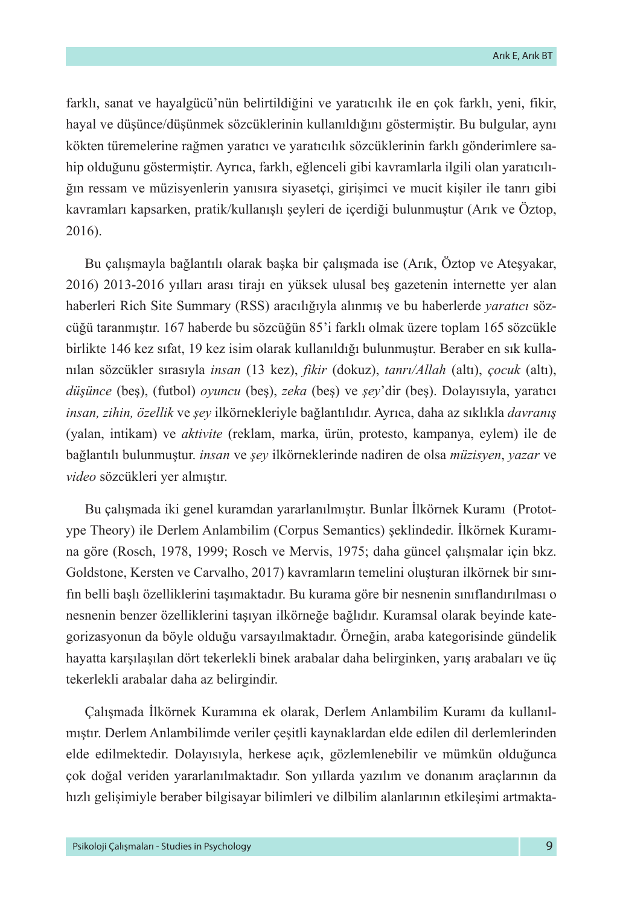farklı, sanat ve hayalgücü'nün belirtildiğini ve yaratıcılık ile en çok farklı, yeni, fikir, hayal ve düşünce/düşünmek sözcüklerinin kullanıldığını göstermiştir. Bu bulgular, aynı kökten türemelerine rağmen yaratıcı ve yaratıcılık sözcüklerinin farklı gönderimlere sahip olduğunu göstermiştir. Ayrıca, farklı, eğlenceli gibi kavramlarla ilgili olan yaratıcılığın ressam ve müzisyenlerin yanısıra siyasetçi, girişimci ve mucit kişiler ile tanrı gibi kavramları kapsarken, pratik/kullanışlı şeyleri de içerdiği bulunmuştur (Arık ve Öztop, 2016).

Bu çalışmayla bağlantılı olarak başka bir çalışmada ise (Arık, Öztop ve Ateşyakar, 2016) 2013-2016 yılları arası tirajı en yüksek ulusal beş gazetenin internette yer alan haberleri Rich Site Summary (RSS) aracılığıyla alınmış ve bu haberlerde *yaratıcı* sözcüğü taranmıştır. 167 haberde bu sözcüğün 85'i farklı olmak üzere toplam 165 sözcükle birlikte 146 kez sıfat, 19 kez isim olarak kullanıldığı bulunmuştur. Beraber en sık kullanılan sözcükler sırasıyla *insan* (13 kez), *fikir* (dokuz), *tanrı/Allah* (altı), *çocuk* (altı), *düşünce* (beş), (futbol) *oyuncu* (beş), *zeka* (beş) ve *şey*'dir (beş). Dolayısıyla, yaratıcı *insan, zihin, özellik* ve *şey* ilkörnekleriyle bağlantılıdır. Ayrıca, daha az sıklıkla *davranış* (yalan, intikam) ve *aktivite* (reklam, marka, ürün, protesto, kampanya, eylem) ile de bağlantılı bulunmuştur. *insan* ve *şey* ilkörneklerinde nadiren de olsa *müzisyen*, *yazar* ve *video* sözcükleri yer almıştır.

Bu çalışmada iki genel kuramdan yararlanılmıştır. Bunlar İlkörnek Kuramı (Prototype Theory) ile Derlem Anlambilim (Corpus Semantics) şeklindedir. İlkörnek Kuramına göre (Rosch, 1978, 1999; Rosch ve Mervis, 1975; daha güncel çalışmalar için bkz. Goldstone, Kersten ve Carvalho, 2017) kavramların temelini oluşturan ilkörnek bir sınıfın belli başlı özelliklerini taşımaktadır. Bu kurama göre bir nesnenin sınıflandırılması o nesnenin benzer özelliklerini taşıyan ilkörneğe bağlıdır. Kuramsal olarak beyinde kategorizasyonun da böyle olduğu varsayılmaktadır. Örneğin, araba kategorisinde gündelik hayatta karşılaşılan dört tekerlekli binek arabalar daha belirginken, yarış arabaları ve üç tekerlekli arabalar daha az belirgindir.

Çalışmada İlkörnek Kuramına ek olarak, Derlem Anlambilim Kuramı da kullanılmıştır. Derlem Anlambilimde veriler çeşitli kaynaklardan elde edilen dil derlemlerinden elde edilmektedir. Dolayısıyla, herkese açık, gözlemlenebilir ve mümkün olduğunca çok doğal veriden yararlanılmaktadır. Son yıllarda yazılım ve donanım araçlarının da hızlı gelişimiyle beraber bilgisayar bilimleri ve dilbilim alanlarının etkileşimi artmakta-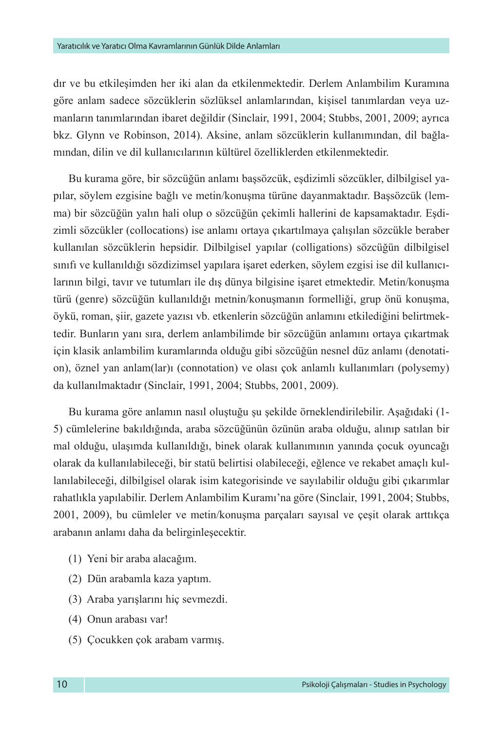dır ve bu etkileşimden her iki alan da etkilenmektedir. Derlem Anlambilim Kuramına göre anlam sadece sözcüklerin sözlüksel anlamlarından, kişisel tanımlardan veya uzmanların tanımlarından ibaret değildir (Sinclair, 1991, 2004; Stubbs, 2001, 2009; ayrıca bkz. Glynn ve Robinson, 2014). Aksine, anlam sözcüklerin kullanımından, dil bağlamından, dilin ve dil kullanıcılarının kültürel özelliklerden etkilenmektedir.

Bu kurama göre, bir sözcüğün anlamı başsözcük, eşdizimli sözcükler, dilbilgisel yapılar, söylem ezgisine bağlı ve metin/konuşma türüne dayanmaktadır. Başsözcük (lemma) bir sözcüğün yalın hali olup o sözcüğün çekimli hallerini de kapsamaktadır. Eşdizimli sözcükler (collocations) ise anlamı ortaya çıkartılmaya çalışılan sözcükle beraber kullanılan sözcüklerin hepsidir. Dilbilgisel yapılar (colligations) sözcüğün dilbilgisel sınıfı ve kullanıldığı sözdizimsel yapılara işaret ederken, söylem ezgisi ise dil kullanıcılarının bilgi, tavır ve tutumları ile dış dünya bilgisine işaret etmektedir. Metin/konuşma türü (genre) sözcüğün kullanıldığı metnin/konuşmanın formelliği, grup önü konuşma, öykü, roman, şiir, gazete yazısı vb. etkenlerin sözcüğün anlamını etkilediğini belirtmektedir. Bunların yanı sıra, derlem anlambilimde bir sözcüğün anlamını ortaya çıkartmak için klasik anlambilim kuramlarında olduğu gibi sözcüğün nesnel düz anlamı (denotation), öznel yan anlam(lar)ı (connotation) ve olası çok anlamlı kullanımları (polysemy) da kullanılmaktadır (Sinclair, 1991, 2004; Stubbs, 2001, 2009).

Bu kurama göre anlamın nasıl oluştuğu şu şekilde örneklendirilebilir. Aşağıdaki (1-5) cümlelerine bakıldığında, araba sözcüğünün özünün araba olduğu, alınıp satılan bir mal olduğu, ulaşımda kullanıldığı, binek olarak kullanımının yanında çocuk oyuncağı olarak da kullanılabileceği, bir statü belirtisi olabileceği, eğlence ve rekabet amaçlı kullanılabileceği, dilbilgisel olarak isim kategorisinde ve sayılabilir olduğu gibi çıkarımlar rahatlıkla yapılabilir. Derlem Anlambilim Kuramı'na göre (Sinclair, 1991, 2004; Stubbs, 2001, 2009), bu cümleler ve metin/konuşma parçaları sayısal ve çeşit olarak arttıkça arabanın anlamı daha da belirginleşecektir.

(1) Yeni bir araba alacağım.

(2) Dün arabamla kaza yaptım.

(3) Araba yarışlarını hiç sevmezdi.

(4) Onun arabası var!

(5) Çocukken çok arabam varmış.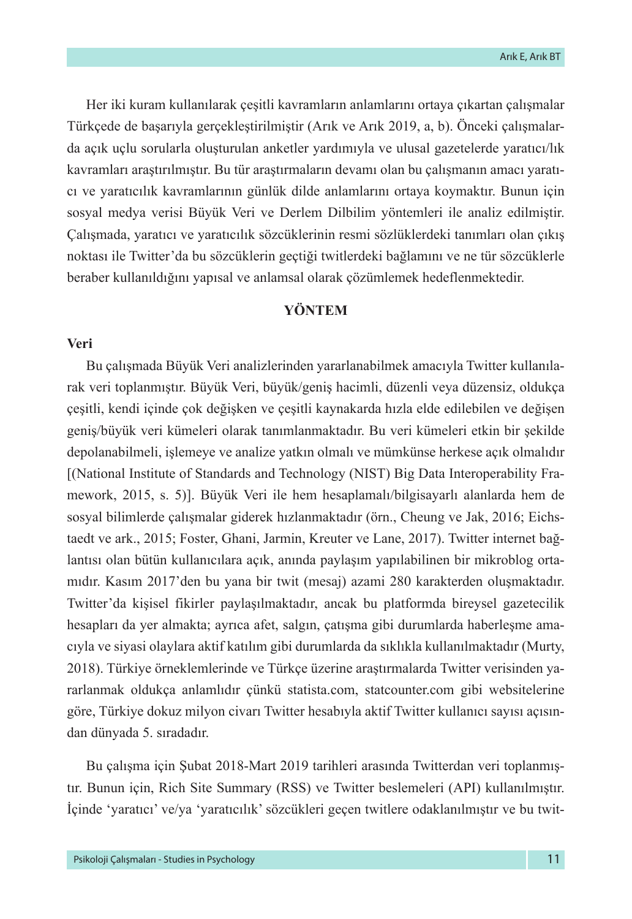Her iki kuram kullanılarak çeşitli kavramların anlamlarını ortaya çıkartan çalışmalar Türkçede de başarıyla gerçekleştirilmiştir (Arık ve Arık 2019, a, b). Önceki çalışmalarda açık uçlu sorularla oluşturulan anketler yardımıyla ve ulusal gazetelerde yaratıcı/lık kavramları araştırılmıştır. Bu tür araştırmaların devamı olan bu çalışmanın amacı yaratıcı ve yaratıcılık kavramlarının günlük dilde anlamlarını ortaya koymaktır. Bunun için sosyal medya verisi Büyük Veri ve Derlem Dilbilim yöntemleri ile analiz edilmiştir. Çalışmada, yaratıcı ve yaratıcılık sözcüklerinin resmi sözlüklerdeki tanımları olan çıkış noktası ile Twitter'da bu sözcüklerin geçtiği twitlerdeki bağlamını ve ne tür sözcüklerle beraber kullanıldığını yapısal ve anlamsal olarak çözümlemek hedeflenmektedir.

## YÖNTEM

### Veri

Bu çalışmada Büyük Veri analizlerinden yararlanabilmek amacıyla Twitter kullanılarak veri toplanmıştır. Büyük Veri, büyük/geniş hacimli, düzenli veya düzensiz, oldukça çeşitli, kendi içinde çok değişken ve çeşitli kaynakarda hızla elde edilebilen ve değişen geniş/büyük veri kümeleri olarak tanımlanmaktadır. Bu veri kümeleri etkin bir şekilde depolanabilmeli, işlemeye ve analize yatkın olmalı ve mümkünse herkese açık olmalıdır [(National Institute of Standards and Technology (NIST) Big Data Interoperability Framework, 2015, s. 5)]. Büyük Veri ile hem hesaplamalı/bilgisayarlı alanlarda hem de sosyal bilimlerde çalışmalar giderek hızlanmaktadır (örn., Cheung ve Jak, 2016; Eichstaedt ve ark., 2015; Foster, Ghani, Jarmin, Kreuter ve Lane, 2017). Twitter internet bağlantısı olan bütün kullanıcılara açık, anında paylaşım yapılabilinen bir mikroblog ortamıdır. Kasım 2017'den bu yana bir twit (mesaj) azami 280 karakterden oluşmaktadır. Twitter'da kişisel fikirler paylaşılmaktadır, ancak bu platformda bireysel gazetecilik hesapları da yer almakta; ayrıca afet, salgın, çatışma gibi durumlarda haberleşme amacıyla ve siyasi olaylara aktif katılım gibi durumlarda da sıklıkla kullanılmaktadır (Murty, 2018). Türkiye örneklemlerinde ve Türkçe üzerine araştırmalarda Twitter verisinden yararlanmak oldukça anlamlıdır çünkü statista.com, statcounter.com gibi websitelerine göre, Türkiye dokuz milyon civarı Twitter hesabıyla aktif Twitter kullanıcı sayısı açısından dünyada 5. sıradadır.

Bu çalışma için Şubat 2018-Mart 2019 tarihleri arasında Twitterdan veri toplanmıştır. Bunun için, Rich Site Summary (RSS) ve Twitter beslemeleri (API) kullanılmıştır. İçinde 'yaratıcı' ve/ya 'yaratıcılık' sözcükleri geçen twitlere odaklanılmıştır ve bu twit-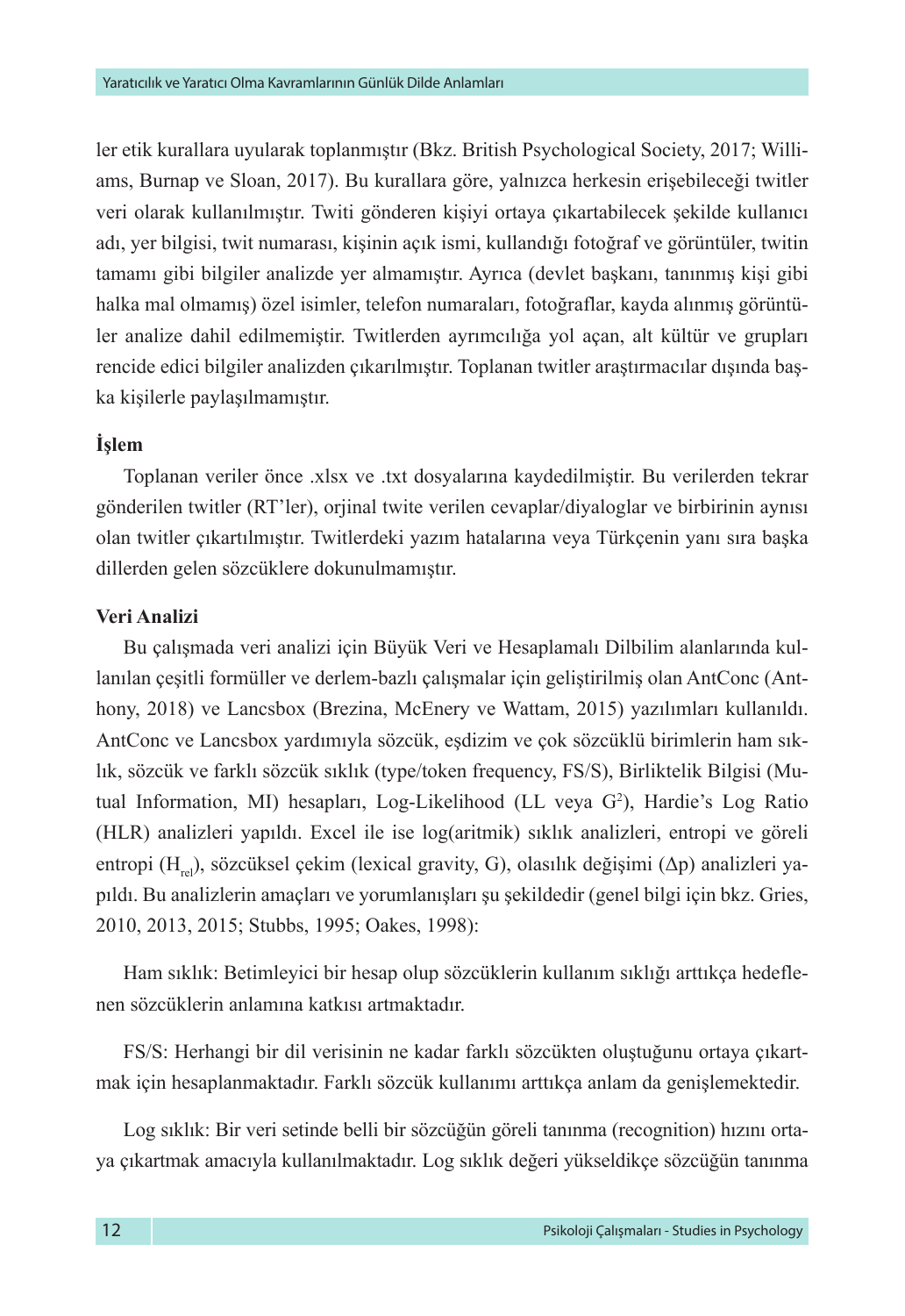ler etik kurallara uyularak toplanmıştır (Bkz. British Psychological Society, 2017; Williams, Burnap ve Sloan, 2017). Bu kurallara göre, yalnızca herkesin erişebileceği twitler veri olarak kullanılmıştır. Twiti gönderen kişiyi ortaya çıkartabilecek şekilde kullanıcı adı, yer bilgisi, twit numarası, kişinin açık ismi, kullandığı fotoğraf ve görüntüler, twitin tamamı gibi bilgiler analizde yer almamıştır. Ayrıca (devlet başkanı, tanınmış kişi gibi halka mal olmamış) özel isimler, telefon numaraları, fotoğraflar, kayda alınmış görüntüler analize dahil edilmemiştir. Twitlerden ayrımcılığa yol açan, alt kültür ve grupları rencide edici bilgiler analizden çıkarılmıştır. Toplanan twitler araştırmacılar dışında başka kişilerle paylaşılmamıştır.

**İşlem**

Toplanan veriler önce .xlsx ve .txt dosyalarına kaydedilmiştir. Bu verilerden tekrar gönderilen twitler (RT'ler), orjinal twite verilen cevaplar/diyaloglar ve birbirinin aynısı olan twitler çıkartılmıştır. Twitlerdeki yazım hatalarına veya Türkçenin yanı sıra başka dillerden gelen sözcüklere dokunulmamıştır.

**Veri Analizi**

Bu çalışmada veri analizi için Büyük Veri ve Hesaplamalı Dilbilim alanlarında kullanılan çeşitli formüller ve derlem-bazlı çalışmalar için geliştirilmiş olan AntConc (Anthony, 2018) ve Lancsbox (Brezina, McEnery ve Wattam, 2015) yazılımları kullanıldı. AntConc ve Lancsbox yardımıyla sözcük, eşdizim ve çok sözcüklü birimlerin ham sıklık, sözcük ve farklı sözcük sıklık (type/token frequency, FS/S), Birliktelik Bilgisi (Mutual Information, MI) hesapları, Log-Likelihood (LL veya $G^2$), Hardie's Log Ratio (HLR) analizleri yapıldı. Excel ile ise log(aritmik) sıklık analizleri, entropi ve göreli entropi ($H_{rel}$), sözcüksel çekim (lexical gravity, G), olasılık değişimi ($\Delta p$) analizleri yapıldı. Bu analizlerin amaçları ve yorumlanışları şu şekildedir (genel bilgi için bkz. Gries, 2010, 2013, 2015; Stubbs, 1995; Oakes, 1998):

Ham sıklık: Betimleyici bir hesap olup sözcüklerin kullanım sıklığı arttıkça hedeflenen sözcüklerin anlamına katkısı artmaktadır.

FS/S: Herhangi bir dil verisinin ne kadar farklı sözcükten oluştuğunu ortaya çıkartmak için hesaplanmaktadır. Farklı sözcük kullanımı arttıkça anlam da genişlemektedir.

Log sıklık: Bir veri setinde belli bir sözcüğün göreli tanınma (recognition) hızını ortaya çıkartmak amacıyla kullanılmaktadır. Log sıklık değeri yükseldikçe sözcüğün tanınma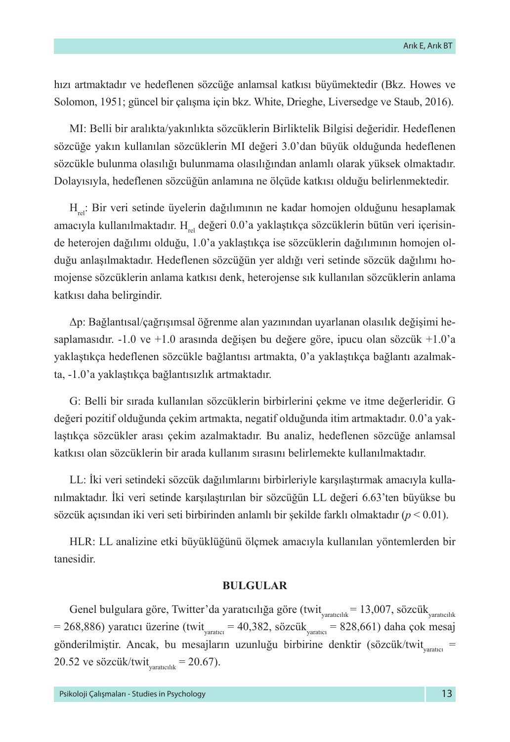hızı artmaktadır ve hedeflenen sözcüğe anlamsal katkısı büyümektedir (Bkz. Howes ve Solomon, 1951; güncel bir çalışma için bkz. White, Drieghe, Liversedge ve Staub, 2016).

MI: Belli bir aralıkta/yakınlıkta sözcüklerin Birliktelik Bilgisi değeridir. Hedeflenen sözcüğe yakın kullanılan sözcüklerin MI değeri 3.0'dan büyük olduğunda hedeflenen sözcükle bulunma olasılığı bulunmama olasılığından anlamlı olarak yüksek olmaktadır. Dolayısıyla, hedeflenen sözcüğün anlamına ne ölçüde katkısı olduğu belirlenmektedir.

$H_{rel}$: Bir veri setinde üyelerin dağılımının ne kadar homojen olduğunu hesaplamak amacıyla kullanılmaktadır. $H_{rel}$ değeri 0.0'a yaklaştıkça sözcüklerin bütün veri içerisinde heterojen dağılımı olduğu, 1.0'a yaklaştıkça ise sözcüklerin dağılımının homojen olduğu anlaşılmaktadır. Hedeflenen sözcüğün yer aldığı veri setinde sözcük dağılımı homojense sözcüklerin anlama katkısı denk, heterojense sık kullanılan sözcüklerin anlama katkısı daha belirgindir.

$\Delta p$: Bağlantısal/çağrışımsal öğrenme alan yazınından uyarlanan olasılık değişimi hesaplamasıdır. -1.0 ve +1.0 arasında değişen bu değere göre, ipucu olan sözcük +1.0'a yaklaştıkça hedeflenen sözcükle bağlantısı artmakta, 0'a yaklaştıkça bağlantı azalmakta, -1.0'a yaklaştıkça bağlantısızlık artmaktadır.

G: Belli bir sırada kullanılan sözcüklerin birbirlerini çekme ve itme değerleridir. G değeri pozitif olduğunda çekim artmakta, negatif olduğunda itim artmaktadır. 0.0'a yaklaştıkça sözcükler arası çekim azalmaktadır. Bu analiz, hedeflenen sözcüğe anlamsal katkısı olan sözcüklerin bir arada kullanım sırasını belirlemekte kullanılmaktadır.

LL: İki veri setindeki sözcük dağılımlarını birbirleriyle karşılaştırmak amacıyla kullanılmaktadır. İki veri setinde karşılaştırılan bir sözcüğün LL değeri 6.63'ten büyükse bu sözcük açısından iki veri seti birbirinden anlamlı bir şekilde farklı olmaktadır ($p < 0.01$).

HLR: LL analizine etki büyüklüğünü ölçmek amacıyla kullanılan yöntemlerden bir tanesidir.

## BULGULAR

Genel bulgulara göre, Twitter'da yaratıcılığa göre ($\text{twit}_{\text{yaratıcılık}} = 13{,}007$, $\text{sözcük}_{\text{yaratıcılık}} = 268{,}886$) yaratıcı üzerine ($\text{twit}_{\text{yaratıcı}} = 40{,}382$, $\text{sözcük}_{\text{yaratıcı}} = 828{,}661$) daha çok mesaj gönderilmiştir. Ancak, bu mesajların uzunluğu birbirine denktir ($\text{sözcük/twit}_{\text{yaratıcı}} = 20.52$ ve $\text{sözcük/twit}_{\text{yaratıcılık}} = 20.67$).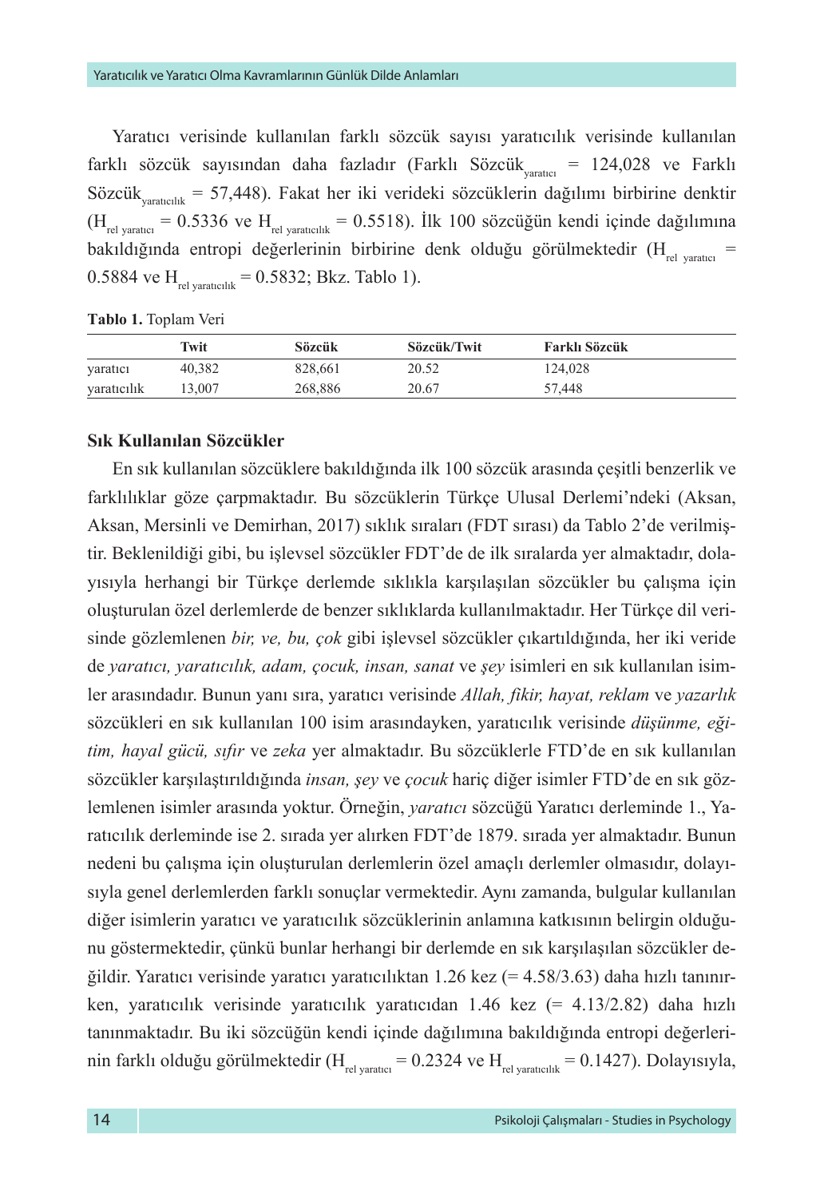Yaratıcı verisinde kullanılan farklı sözcük sayısı yaratıcılık verisinde kullanılan farklı sözcük sayısından daha fazladır (Farklı $\text{Sözcük}_{\text{yaratıcı}}$ = 124,028 ve Farklı $\text{Sözcük}_{\text{yaratıcılık}}$ = 57,448). Fakat her iki verideki sözcüklerin dağılımı birbirine denktir ($H_{\text{rel yaratıcı}} = 0.5336$ ve $H_{\text{rel yaratıcılık}} = 0.5518$). İlk 100 sözcüğün kendi içinde dağılımına bakıldığında entropi değerlerinin birbirine denk olduğu görülmektedir ($H_{\text{rel yaratıcı}} = 0.5884$ ve $H_{\text{rel yaratıcılık}} = 0.5832$; Bkz. Tablo 1).

**Tablo 1.** Toplam Veri

| | Twit | Sözcük | Sözcük/Twit | Farklı Sözcük |
|---|---|---|---|---|
| yaratıcı | 40,382 | 828,661 | 20.52 | 124,028 |
| yaratıcılık | 13,007 | 268,886 | 20.67 | 57,448 |

**Sık Kullanılan Sözcükler**

En sık kullanılan sözcüklere bakıldığında ilk 100 sözcük arasında çeşitli benzerlik ve farklılıklar göze çarpmaktadır. Bu sözcüklerin Türkçe Ulusal Derlemi'ndeki (Aksan, Aksan, Mersinli ve Demirhan, 2017) sıklık sıraları (FDT sırası) da Tablo 2'de verilmiştir. Beklenildiği gibi, bu işlevsel sözcükler FDT'de de ilk sıralarda yer almaktadır, dolayısıyla herhangi bir Türkçe derlemde sıklıkla karşılaşılan sözcükler bu çalışma için oluşturulan özel derlemlerde de benzer sıklıklarda kullanılmaktadır. Her Türkçe dil verisinde gözlemlenen *bir, ve, bu, çok* gibi işlevsel sözcükler çıkartıldığında, her iki veride de *yaratıcı, yaratıcılık, adam, çocuk, insan, sanat* ve *şey* isimleri en sık kullanılan isimler arasındadır. Bunun yanı sıra, yaratıcı verisinde *Allah, fikir, hayat, reklam* ve *yazarlık* sözcükleri en sık kullanılan 100 isim arasındayken, yaratıcılık verisinde *düşünme, eğitim, hayal gücü, sıfır* ve *zeka* yer almaktadır. Bu sözcüklerle FTD'de en sık kullanılan sözcükler karşılaştırıldığında *insan, şey* ve *çocuk* hariç diğer isimler FTD'de en sık gözlemlenen isimler arasında yoktur. Örneğin, *yaratıcı* sözcüğü Yaratıcı derleminde 1., Yaratıcılık derleminde ise 2. sırada yer alırken FDT'de 1879. sırada yer almaktadır. Bunun nedeni bu çalışma için oluşturulan derlemlerin özel amaçlı derlemler olmasıdır, dolayısıyla genel derlemlerden farklı sonuçlar vermektedir. Aynı zamanda, bulgular kullanılan diğer isimlerin yaratıcı ve yaratıcılık sözcüklerinin anlamına katkısının belirgin olduğunu göstermektedir, çünkü bunlar herhangi bir derlemde en sık karşılaşılan sözcükler değildir. Yaratıcı verisinde yaratıcı yaratıcılıktan 1.26 kez (= 4.58/3.63) daha hızlı tanınırken, yaratıcılık verisinde yaratıcılık yaratıcıdan 1.46 kez (= 4.13/2.82) daha hızlı tanınmaktadır. Bu iki sözcüğün kendi içinde dağılımına bakıldığında entropi değerlerinin farklı olduğu görülmektedir ($H_{\text{rel yaratıcı}} = 0.2324$ ve $H_{\text{rel yaratıcılık}} = 0.1427$). Dolayısıyla,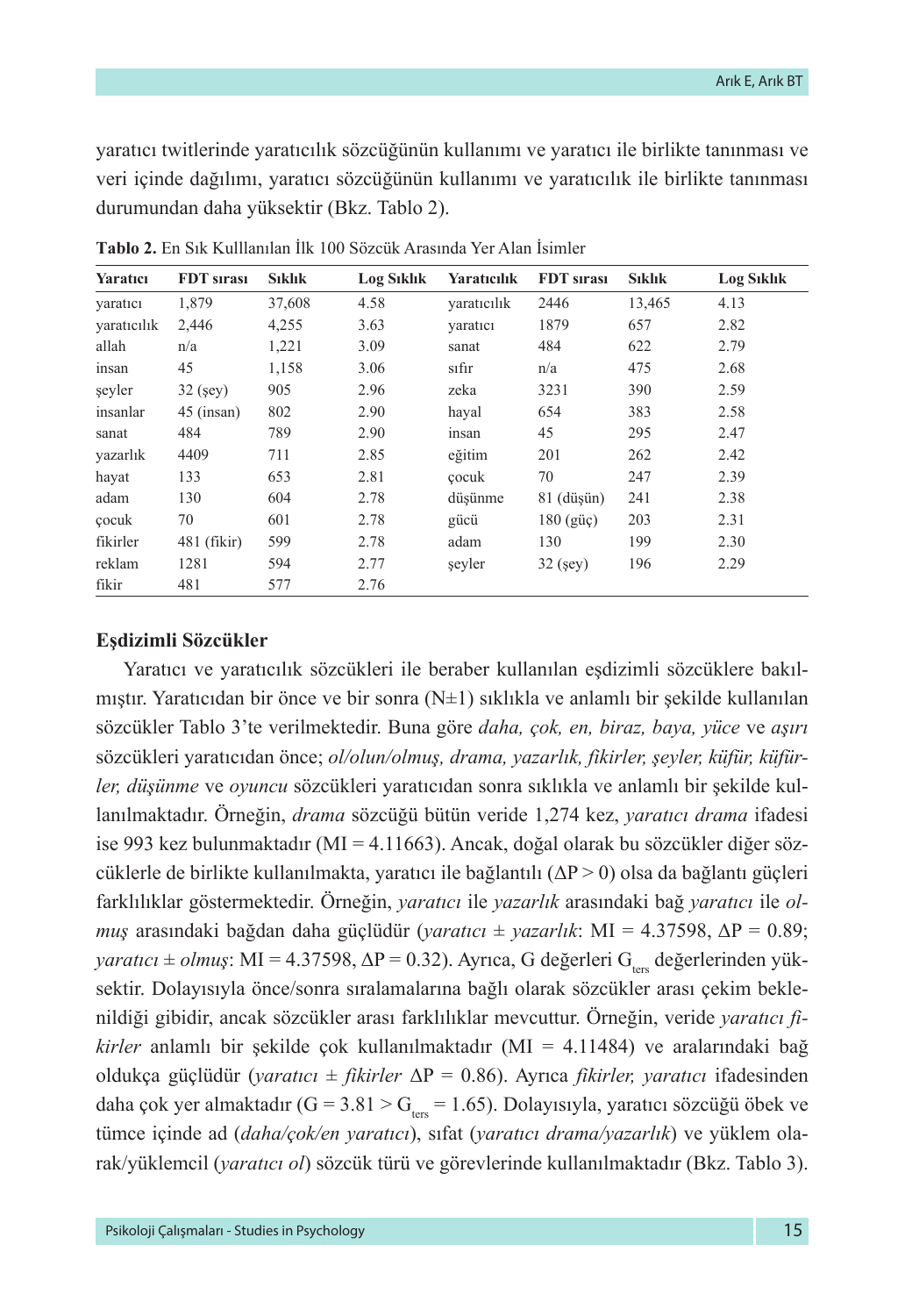yaratıcı twitlerinde yaratıcılık sözcüğünün kullanımı ve yaratıcı ile birlikte tanınması ve veri içinde dağılımı, yaratıcı sözcüğünün kullanımı ve yaratıcılık ile birlikte tanınması durumundan daha yüksektir (Bkz. Tablo 2).

**Tablo 2.** En Sık Kulllanılan İlk 100 Sözcük Arasında Yer Alan İsimler

| Yaratıcı | FDT sırası | Sıklık | Log Sıklık | Yaratıcılık | FDT sırası | Sıklık | Log Sıklık |
|---|---|---|---|---|---|---|---|
| yaratıcı | 1,879 | 37,608 | 4.58 | yaratıcılık | 2446 | 13,465 | 4.13 |
| yaratıcılık | 2,446 | 4,255 | 3.63 | yaratıcı | 1879 | 657 | 2.82 |
| allah | n/a | 1,221 | 3.09 | sanat | 484 | 622 | 2.79 |
| insan | 45 | 1,158 | 3.06 | sıfır | n/a | 475 | 2.68 |
| şeyler | 32 (şey) | 905 | 2.96 | zeka | 3231 | 390 | 2.59 |
| insanlar | 45 (insan) | 802 | 2.90 | hayal | 654 | 383 | 2.58 |
| sanat | 484 | 789 | 2.90 | insan | 45 | 295 | 2.47 |
| yazarlık | 4409 | 711 | 2.85 | eğitim | 201 | 262 | 2.42 |
| hayat | 133 | 653 | 2.81 | çocuk | 70 | 247 | 2.39 |
| adam | 130 | 604 | 2.78 | düşünme | 81 (düşün) | 241 | 2.38 |
| çocuk | 70 | 601 | 2.78 | gücü | 180 (güç) | 203 | 2.31 |
| fikirler | 481 (fikir) | 599 | 2.78 | adam | 130 | 199 | 2.30 |
| reklam | 1281 | 594 | 2.77 | şeyler | 32 (şey) | 196 | 2.29 |
| fikir | 481 | 577 | 2.76 | | | | |

### Eşdizimli Sözcükler

Yaratıcı ve yaratıcılık sözcükleri ile beraber kullanılan eşdizimli sözcüklere bakılmıştır. Yaratıcıdan bir önce ve bir sonra (N±1) sıklıkla ve anlamlı bir şekilde kullanılan sözcükler Tablo 3'te verilmektedir. Buna göre *daha, çok, en, biraz, baya, yüce* ve *aşırı* sözcükleri yaratıcıdan önce; *ol/olun/olmuş, drama, yazarlık, fikirler, şeyler, küfür, küfürler, düşünme* ve *oyuncu* sözcükleri yaratıcıdan sonra sıklıkla ve anlamlı bir şekilde kullanılmaktadır. Örneğin, *drama* sözcüğü bütün veride 1,274 kez, *yaratıcı drama* ifadesi ise 993 kez bulunmaktadır (MI = 4.11663). Ancak, doğal olarak bu sözcükler diğer sözcüklerle de birlikte kullanılmakta, yaratıcı ile bağlantılı ($\Delta P > 0$) olsa da bağlantı güçleri farklılıklar göstermektedir. Örneğin, *yaratıcı* ile *yazarlık* arasındaki bağ *yaratıcı* ile *olmuş* arasındaki bağdan daha güçlüdür (*yaratıcı ± yazarlık*: MI = 4.37598, $\Delta P = 0.89$; *yaratıcı ± olmuş*: MI = 4.37598, $\Delta P = 0.32$). Ayrıca, G değerleri $G_{ters}$ değerlerinden yüksektir. Dolayısıyla önce/sonra sıralamalarına bağlı olarak sözcükler arası çekim beklenildiği gibidir, ancak sözcükler arası farklılıklar mevcuttur. Örneğin, veride *yaratıcı fikirler* anlamlı bir şekilde çok kullanılmaktadır (MI = 4.11484) ve aralarındaki bağ oldukça güçlüdür (*yaratıcı ± fikirler* $\Delta P = 0.86$). Ayrıca *fikirler, yaratıcı* ifadesinden daha çok yer almaktadır ($G = 3.81 > G_{ters} = 1.65$). Dolayısıyla, yaratıcı sözcüğü öbek ve tümce içinde ad (*daha/çok/en yaratıcı*), sıfat (*yaratıcı drama/yazarlık*) ve yüklem olarak/yüklemcil (*yaratıcı ol*) sözcük türü ve görevlerinde kullanılmaktadır (Bkz. Tablo 3).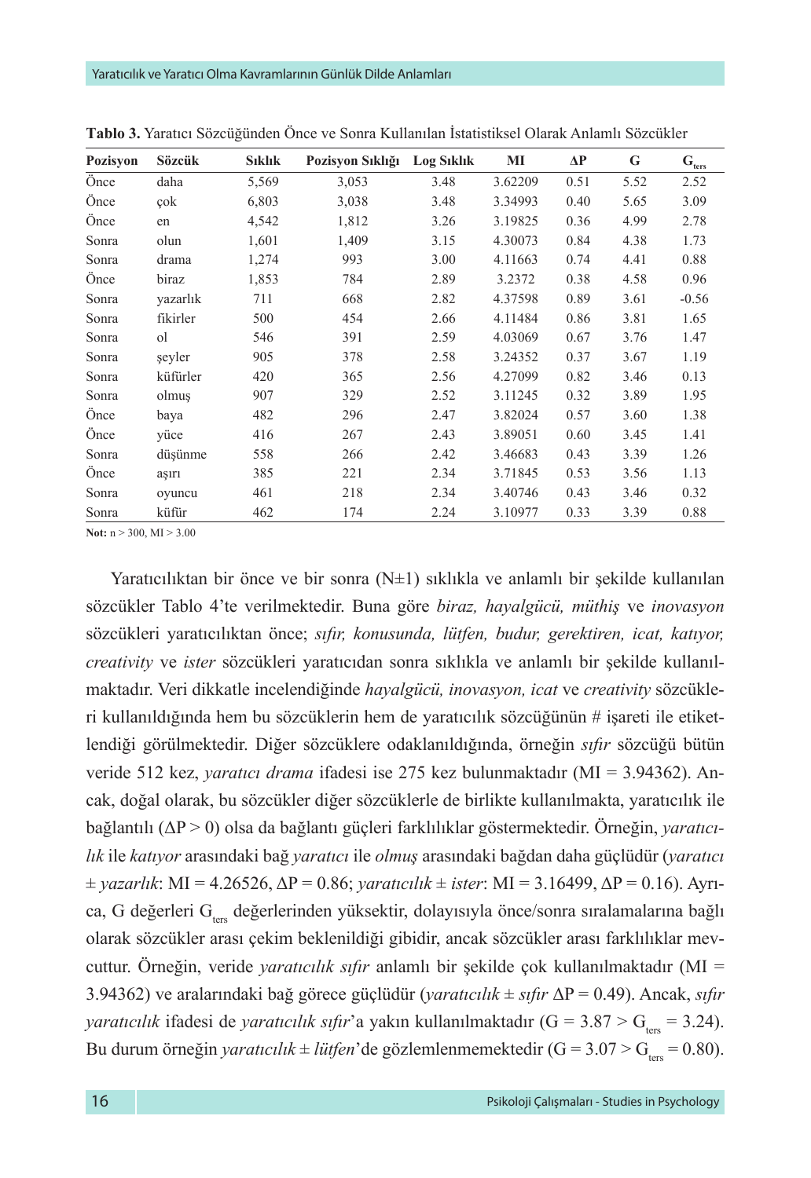**Tablo 3.** Yaratıcı Sözcüğünden Önce ve Sonra Kullanılan İstatistiksel Olarak Anlamlı Sözcükler

| Pozisyon | Sözcük | Sıklık | Pozisyon Sıklığı | Log Sıklık | MI | ΔP | G | $G_{ters}$ |
|---|---|---|---|---|---|---|---|---|
| Önce | daha | 5,569 | 3,053 | 3.48 | 3.62209 | 0.51 | 5.52 | 2.52 |
| Önce | çok | 6,803 | 3,038 | 3.48 | 3.34993 | 0.40 | 5.65 | 3.09 |
| Önce | en | 4,542 | 1,812 | 3.26 | 3.19825 | 0.36 | 4.99 | 2.78 |
| Sonra | olun | 1,601 | 1,409 | 3.15 | 4.30073 | 0.84 | 4.38 | 1.73 |
| Sonra | drama | 1,274 | 993 | 3.00 | 4.11663 | 0.74 | 4.41 | 0.88 |
| Önce | biraz | 1,853 | 784 | 2.89 | 3.2372 | 0.38 | 4.58 | 0.96 |
| Sonra | yazarlık | 711 | 668 | 2.82 | 4.37598 | 0.89 | 3.61 | -0.56 |
| Sonra | fikirler | 500 | 454 | 2.66 | 4.11484 | 0.86 | 3.81 | 1.65 |
| Sonra | ol | 546 | 391 | 2.59 | 4.03069 | 0.67 | 3.76 | 1.47 |
| Sonra | şeyler | 905 | 378 | 2.58 | 3.24352 | 0.37 | 3.67 | 1.19 |
| Sonra | küfürler | 420 | 365 | 2.56 | 4.27099 | 0.82 | 3.46 | 0.13 |
| Sonra | olmuş | 907 | 329 | 2.52 | 3.11245 | 0.32 | 3.89 | 1.95 |
| Önce | baya | 482 | 296 | 2.47 | 3.82024 | 0.57 | 3.60 | 1.38 |
| Önce | yüce | 416 | 267 | 2.43 | 3.89051 | 0.60 | 3.45 | 1.41 |
| Sonra | düşünme | 558 | 266 | 2.42 | 3.46683 | 0.43 | 3.39 | 1.26 |
| Önce | aşırı | 385 | 221 | 2.34 | 3.71845 | 0.53 | 3.56 | 1.13 |
| Sonra | oyuncu | 461 | 218 | 2.34 | 3.40746 | 0.43 | 3.46 | 0.32 |
| Sonra | küfür | 462 | 174 | 2.24 | 3.10977 | 0.33 | 3.39 | 0.88 |

**Not:** n > 300, MI > 3.00

Yaratıcılıktan bir önce ve bir sonra (N±1) sıklıkla ve anlamlı bir şekilde kullanılan sözcükler Tablo 4'te verilmektedir. Buna göre *biraz, hayalgücü, müthiş* ve *inovasyon* sözcükleri yaratıcılıktan önce; *sıfır, konusunda, lütfen, budur, gerektiren, icat, katıyor, creativity* ve *ister* sözcükleri yaratıcıdan sonra sıklıkla ve anlamlı bir şekilde kullanılmaktadır. Veri dikkatle incelendiğinde *hayalgücü, inovasyon, icat* ve *creativity* sözcükleri kullanıldığında hem bu sözcüklerin hem de yaratıcılık sözcüğünün # işareti ile etiketlendiği görülmektedir. Diğer sözcüklere odaklanıldığında, örneğin *sıfır* sözcüğü bütün veride 512 kez, *yaratıcı drama* ifadesi ise 275 kez bulunmaktadır (MI = 3.94362). Ancak, doğal olarak, bu sözcükler diğer sözcüklerle de birlikte kullanılmakta, yaratıcılık ile bağlantılı (ΔP > 0) olsa da bağlantı güçleri farklılıklar göstermektedir. Örneğin, *yaratıcılık* ile *katıyor* arasındaki bağ *yaratıcı* ile *olmuş* arasındaki bağdan daha güçlüdür (*yaratıcı ± yazarlık*: MI = 4.26526, ΔP = 0.86; *yaratıcılık ± ister*: MI = 3.16499, ΔP = 0.16). Ayrıca, G değerleri $G_{ters}$ değerlerinden yüksektir, dolayısıyla önce/sonra sıralamalarına bağlı olarak sözcükler arası çekim beklenildiği gibidir, ancak sözcükler arası farklılıklar mevcuttur. Örneğin, veride *yaratıcılık sıfır* anlamlı bir şekilde çok kullanılmaktadır (MI = 3.94362) ve aralarındaki bağ görece güçlüdür (*yaratıcılık ± sıfır* ΔP = 0.49). Ancak, *sıfır yaratıcılık* ifadesi de *yaratıcılık sıfır*'a yakın kullanılmaktadır ($G = 3.87 > G_{ters} = 3.24$). Bu durum örneğin *yaratıcılık ± lütfen*'de gözlemlenmemektedir ($G = 3.07 > G_{ters} = 0.80$).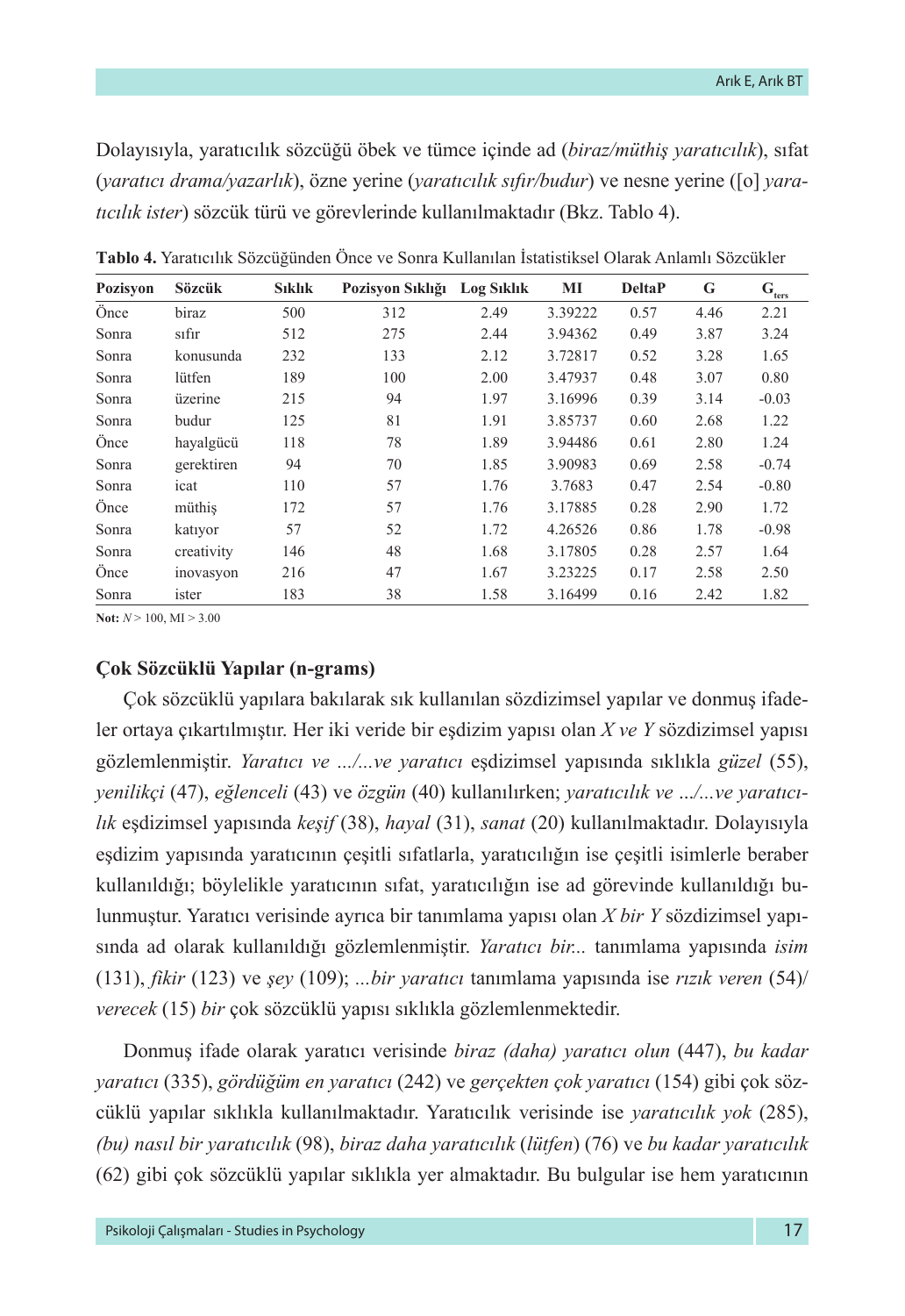Dolayısıyla, yaratıcılık sözcüğü öbek ve tümce içinde ad (*biraz/müthiş yaratıcılık*), sıfat (*yaratıcı drama/yazarlık*), özne yerine (*yaratıcılık sıfır/budur*) ve nesne yerine ([o] *yaratıcılık ister*) sözcük türü ve görevlerinde kullanılmaktadır (Bkz. Tablo 4).

**Tablo 4.** Yaratıcılık Sözcüğünden Önce ve Sonra Kullanılan İstatistiksel Olarak Anlamlı Sözcükler

| Pozisyon | Sözcük | Sıklık | Pozisyon Sıklığı | Log Sıklık | MI | DeltaP | G | $G_{ters}$ |
|---|---|---|---|---|---|---|---|---|
| Önce | biraz | 500 | 312 | 2.49 | 3.39222 | 0.57 | 4.46 | 2.21 |
| Sonra | sıfır | 512 | 275 | 2.44 | 3.94362 | 0.49 | 3.87 | 3.24 |
| Sonra | konusunda | 232 | 133 | 2.12 | 3.72817 | 0.52 | 3.28 | 1.65 |
| Sonra | lütfen | 189 | 100 | 2.00 | 3.47937 | 0.48 | 3.07 | 0.80 |
| Sonra | üzerine | 215 | 94 | 1.97 | 3.16996 | 0.39 | 3.14 | -0.03 |
| Sonra | budur | 125 | 81 | 1.91 | 3.85737 | 0.60 | 2.68 | 1.22 |
| Önce | hayalgücü | 118 | 78 | 1.89 | 3.94486 | 0.61 | 2.80 | 1.24 |
| Sonra | gerektiren | 94 | 70 | 1.85 | 3.90983 | 0.69 | 2.58 | -0.74 |
| Sonra | icat | 110 | 57 | 1.76 | 3.7683 | 0.47 | 2.54 | -0.80 |
| Önce | müthiş | 172 | 57 | 1.76 | 3.17885 | 0.28 | 2.90 | 1.72 |
| Sonra | katıyor | 57 | 52 | 1.72 | 4.26526 | 0.86 | 1.78 | -0.98 |
| Sonra | creativity | 146 | 48 | 1.68 | 3.17805 | 0.28 | 2.57 | 1.64 |
| Önce | inovasyon | 216 | 47 | 1.67 | 3.23225 | 0.17 | 2.58 | 2.50 |
| Sonra | ister | 183 | 38 | 1.58 | 3.16499 | 0.16 | 2.42 | 1.82 |

**Not:** $N > 100$, $MI > 3.00$

### Çok Sözcüklü Yapılar (n-grams)

Çok sözcüklü yapılara bakılarak sık kullanılan sözdizimsel yapılar ve donmuş ifadeler ortaya çıkartılmıştır. Her iki veride bir eşdizim yapısı olan *X ve Y* sözdizimsel yapısı gözlemlenmiştir. *Yaratıcı ve .../...ve yaratıcı* eşdizimsel yapısında sıklıkla *güzel* (55), *yenilikçi* (47), *eğlenceli* (43) ve *özgün* (40) kullanılırken; *yaratıcılık ve .../...ve yaratıcılık* eşdizimsel yapısında *keşif* (38), *hayal* (31), *sanat* (20) kullanılmaktadır. Dolayısıyla eşdizim yapısında yaratıcının çeşitli sıfatlarla, yaratıcılığın ise çeşitli isimlerle beraber kullanıldığı; böylelikle yaratıcının sıfat, yaratıcılığın ise ad görevinde kullanıldığı bulunmuştur. Yaratıcı verisinde ayrıca bir tanımlama yapısı olan *X bir Y* sözdizimsel yapısında ad olarak kullanıldığı gözlemlenmiştir. *Yaratıcı bir...* tanımlama yapısında *isim* (131), *fikir* (123) ve *şey* (109); *...bir yaratıcı* tanımlama yapısında ise *rızık veren* (54)/ *verecek* (15) *bir* çok sözcüklü yapısı sıklıkla gözlemlenmektedir.

Donmuş ifade olarak yaratıcı verisinde *biraz (daha) yaratıcı olun* (447), *bu kadar yaratıcı* (335), *gördüğüm en yaratıcı* (242) ve *gerçekten çok yaratıcı* (154) gibi çok sözcüklü yapılar sıklıkla kullanılmaktadır. Yaratıcılık verisinde ise *yaratıcılık yok* (285), *(bu) nasıl bir yaratıcılık* (98), *biraz daha yaratıcılık* (*lütfen*) (76) ve *bu kadar yaratıcılık* (62) gibi çok sözcüklü yapılar sıklıkla yer almaktadır. Bu bulgular ise hem yaratıcının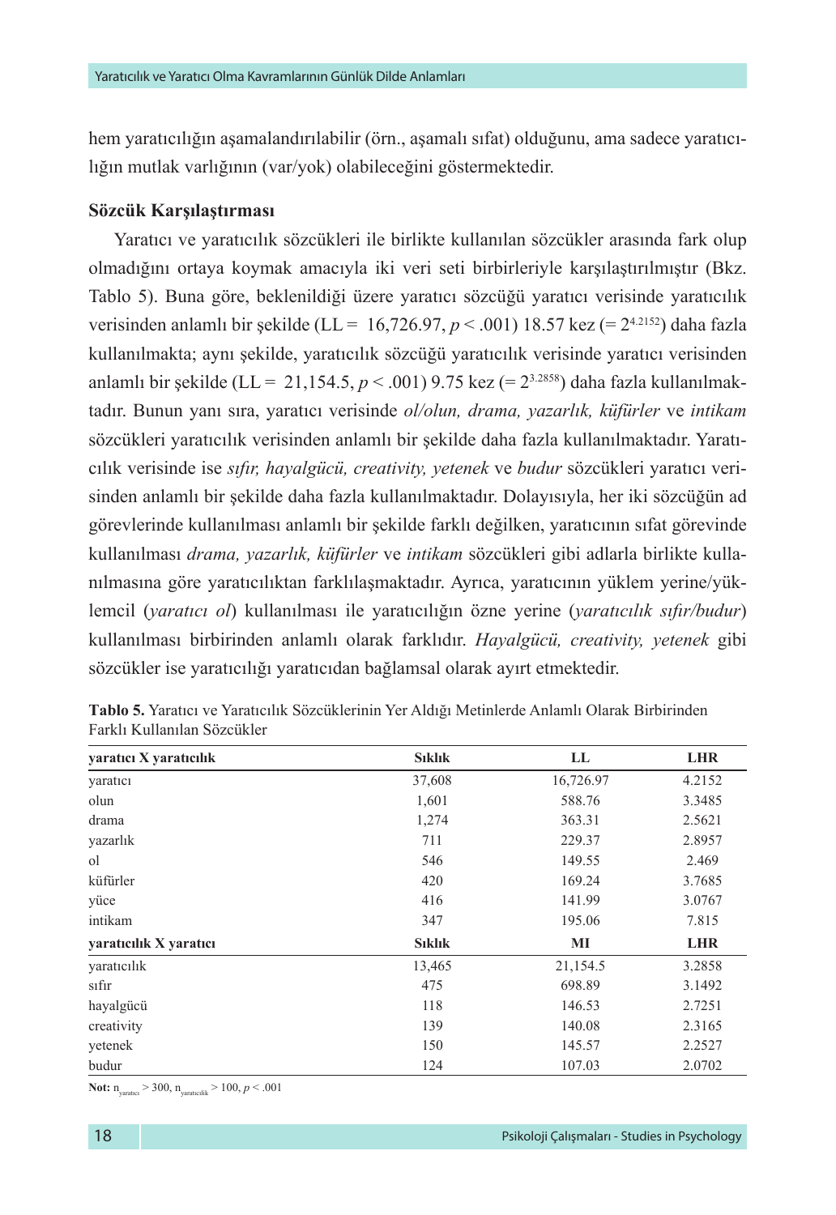hem yaratıcılığın aşamalandırılabilir (örn., aşamalı sıfat) olduğunu, ama sadece yaratıcılığın mutlak varlığının (var/yok) olabileceğini göstermektedir.

### Sözcük Karşılaştırması

Yaratıcı ve yaratıcılık sözcükleri ile birlikte kullanılan sözcükler arasında fark olup olmadığını ortaya koymak amacıyla iki veri seti birbirleriyle karşılaştırılmıştır (Bkz. Tablo 5). Buna göre, beklenildiği üzere yaratıcı sözcüğü yaratıcı verisinde yaratıcılık verisinden anlamlı bir şekilde (LL = 16,726.97, $p < .001$) 18.57 kez (= $2^{4.2152}$) daha fazla kullanılmakta; aynı şekilde, yaratıcılık sözcüğü yaratıcılık verisinde yaratıcı verisinden anlamlı bir şekilde (LL = 21,154.5, $p < .001$) 9.75 kez (= $2^{3.2858}$) daha fazla kullanılmaktadır. Bunun yanı sıra, yaratıcı verisinde *ol/olun, drama, yazarlık, küfürler* ve *intikam* sözcükleri yaratıcılık verisinden anlamlı bir şekilde daha fazla kullanılmaktadır. Yaratıcılık verisinde ise *sıfır, hayalgücü, creativity, yetenek* ve *budur* sözcükleri yaratıcı verisinden anlamlı bir şekilde daha fazla kullanılmaktadır. Dolayısıyla, her iki sözcüğün ad görevlerinde kullanılması anlamlı bir şekilde farklı değilken, yaratıcının sıfat görevinde kullanılması *drama, yazarlık, küfürler* ve *intikam* sözcükleri gibi adlarla birlikte kullanılmasına göre yaratıcılıktan farklılaşmaktadır. Ayrıca, yaratıcının yüklem yerine/yüklemcil (*yaratıcı ol*) kullanılması ile yaratıcılığın özne yerine (*yaratıcılık sıfır/budur*) kullanılması birbirinden anlamlı olarak farklıdır. *Hayalgücü, creativity, yetenek* gibi sözcükler ise yaratıcılığı yaratıcıdan bağlamsal olarak ayırt etmektedir.

**Tablo 5.** Yaratıcı ve Yaratıcılık Sözcüklerinin Yer Aldığı Metinlerde Anlamlı Olarak Birbirinden Farklı Kullanılan Sözcükler

| **yaratıcı X yaratıcılık** | **Sıklık** | **LL** | **LHR** |
|---|---|---|---|
| yaratıcı | 37,608 | 16,726.97 | 4.2152 |
| olun | 1,601 | 588.76 | 3.3485 |
| drama | 1,274 | 363.31 | 2.5621 |
| yazarlık | 711 | 229.37 | 2.8957 |
| ol | 546 | 149.55 | 2.469 |
| küfürler | 420 | 169.24 | 3.7685 |
| yüce | 416 | 141.99 | 3.0767 |
| intikam | 347 | 195.06 | 7.815 |
| **yaratıcılık X yaratıcı** | **Sıklık** | **MI** | **LHR** |
| yaratıcılık | 13,465 | 21,154.5 | 3.2858 |
| sıfır | 475 | 698.89 | 3.1492 |
| hayalgücü | 118 | 146.53 | 2.7251 |
| creativity | 139 | 140.08 | 2.3165 |
| yetenek | 150 | 145.57 | 2.2527 |
| budur | 124 | 107.03 | 2.0702 |

**Not:** $n_{yaratıcı} > 300$, $n_{yaratıcılık} > 100$, $p < .001$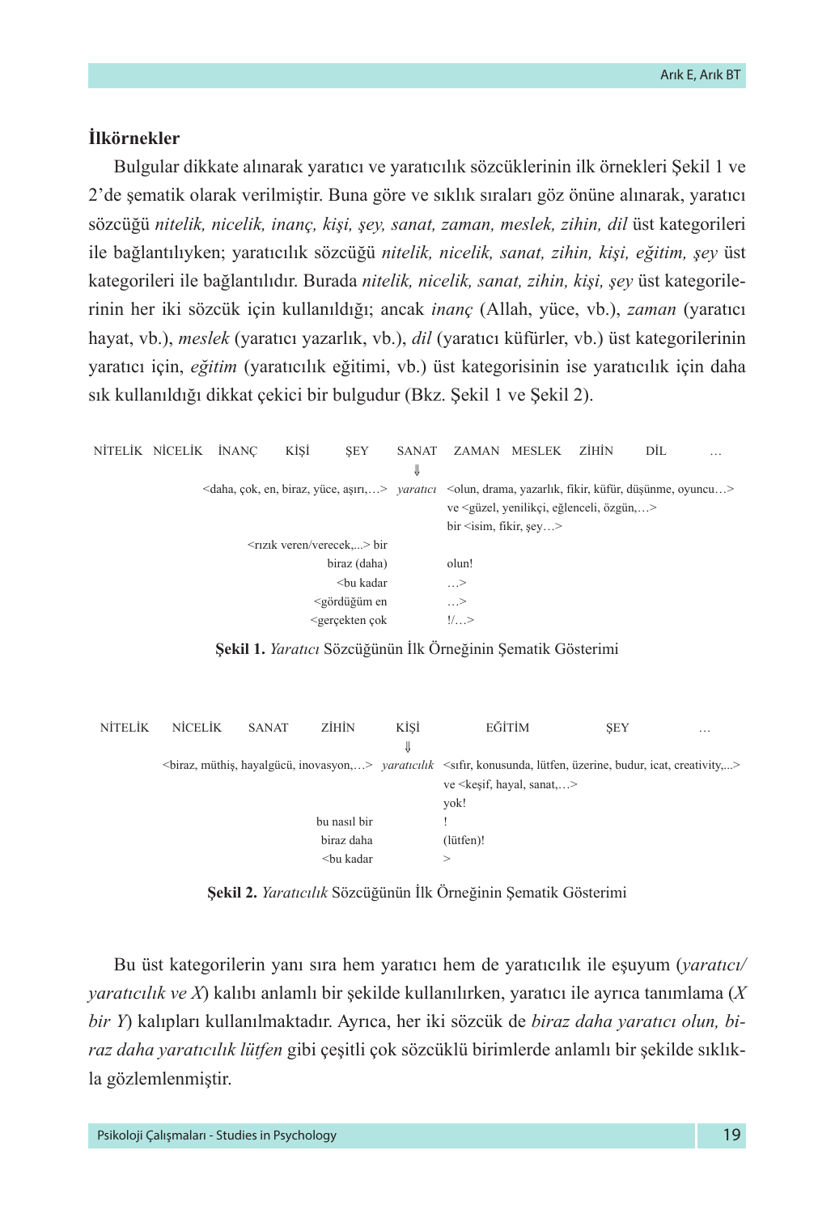**İlkörnekler**

Bulgular dikkate alınarak yaratıcı ve yaratıcılık sözcüklerinin ilk örnekleri Şekil 1 ve 2'de şematik olarak verilmiştir. Buna göre ve sıklık sıraları göz önüne alınarak, yaratıcı sözcüğü *nitelik, nicelik, inanç, kişi, şey, sanat, zaman, meslek, zihin, dil* üst kategorileri ile bağlantılıyken; yaratıcılık sözcüğü *nitelik, nicelik, sanat, zihin, kişi, eğitim, şey* üst kategorileri ile bağlantılıdır. Burada *nitelik, nicelik, sanat, zihin, kişi, şey* üst kategorilerinin her iki sözcük için kullanıldığı; ancak *inanç* (Allah, yüce, vb.), *zaman* (yaratıcı hayat, vb.), *meslek* (yaratıcı yazarlık, vb.), *dil* (yaratıcı küfürler, vb.) üst kategorilerinin yaratıcı için, *eğitim* (yaratıcılık eğitimi, vb.) üst kategorisinin ise yaratıcılık için daha sık kullanıldığı dikkat çekici bir bulgudur (Bkz. Şekil 1 ve Şekil 2).

```
NİTELİK  NİCELİK  İNANÇ  KİŞİ  ŞEY  SANAT  ZAMAN  MESLEK  ZİHİN  DİL  …
                                      ⇓
        <daha, çok, en, biraz, yüce, aşırı,…>  yaratıcı  <olun, drama, yazarlık, fikir, küfür, düşünme, oyuncu…>
                                                          ve <güzel, yenilikçi, eğlenceli, özgün,…>
                                                          bir <isim, fikir, şey…>
                 <rızık veren/verecek,...> bir
                                biraz (daha)              olun!
                                  <bu kadar               …>
                              <gördüğüm en                …>
                              <gerçekten çok              !/…>
```

**Şekil 1.** *Yaratıcı* Sözcüğünün İlk Örneğinin Şematik Gösterimi

```
NİTELİK  NİCELİK  SANAT  ZİHİN  KİŞİ  EĞİTİM  ŞEY  …
                                  ⇓
<biraz, müthiş, hayalgücü, inovasyon,…>  yaratıcılık  <sıfır, konusunda, lütfen, üzerine, budur, icat, creativity,...>
                                                       ve <keşif, hayal, sanat,…>
                                                       yok!
                           bu nasıl bir                !
                            biraz daha                 (lütfen)!
                             <bu kadar                 >
```

**Şekil 2.** *Yaratıcılık* Sözcüğünün İlk Örneğinin Şematik Gösterimi

Bu üst kategorilerin yanı sıra hem yaratıcı hem de yaratıcılık ile eşuyum (*yaratıcı/yaratıcılık ve X*) kalıbı anlamlı bir şekilde kullanılırken, yaratıcı ile ayrıca tanımlama (*X bir Y*) kalıpları kullanılmaktadır. Ayrıca, her iki sözcük de *biraz daha yaratıcı olun, biraz daha yaratıcılık lütfen* gibi çeşitli çok sözcüklü birimlerde anlamlı bir şekilde sıklıkla gözlemlenmiştir.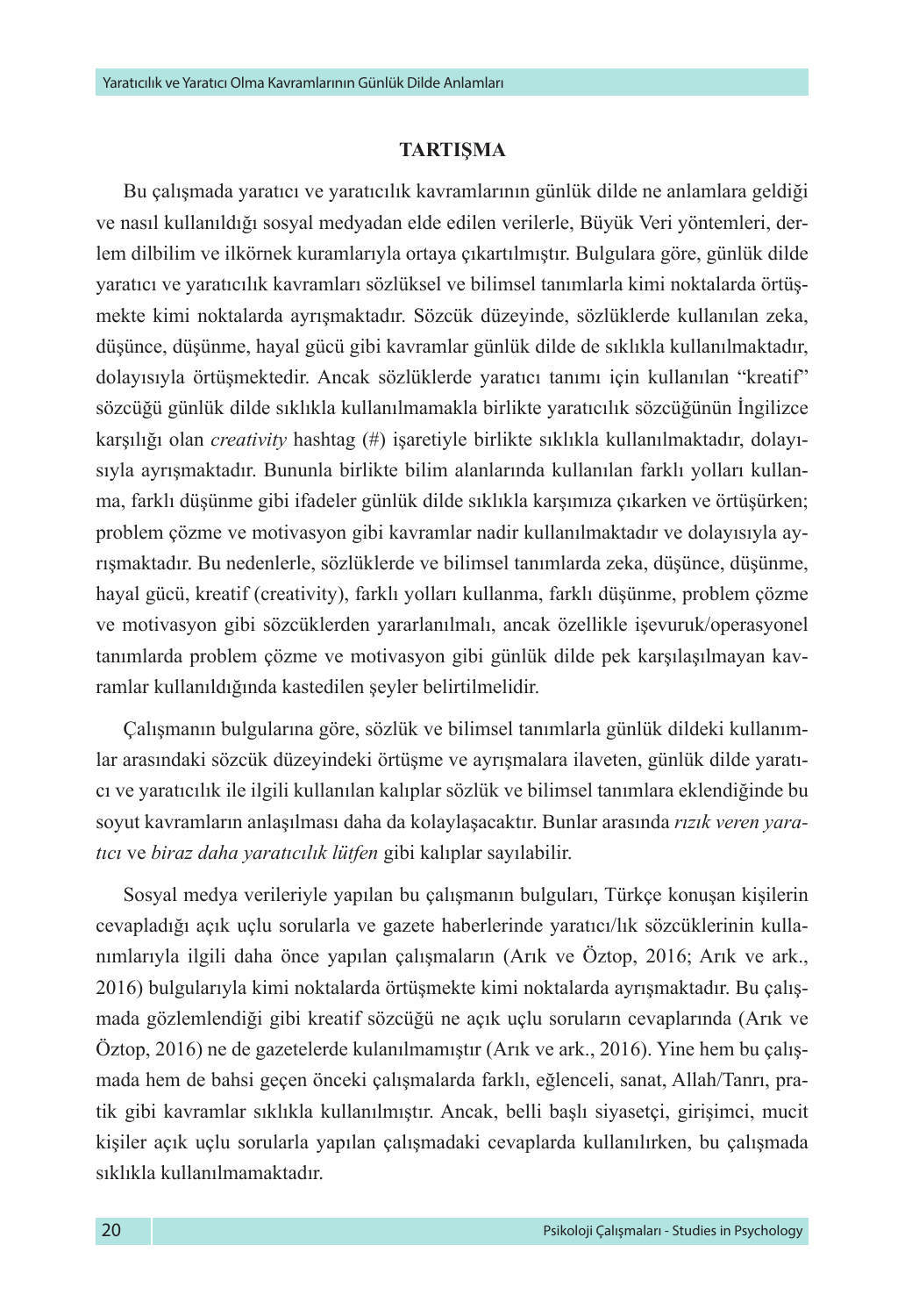## TARTIŞMA

Bu çalışmada yaratıcı ve yaratıcılık kavramlarının günlük dilde ne anlamlara geldiği ve nasıl kullanıldığı sosyal medyadan elde edilen verilerle, Büyük Veri yöntemleri, derlem dilbilim ve ilkörnek kuramlarıyla ortaya çıkartılmıştır. Bulgulara göre, günlük dilde yaratıcı ve yaratıcılık kavramları sözlüksel ve bilimsel tanımlarla kimi noktalarda örtüşmekte kimi noktalarda ayrışmaktadır. Sözcük düzeyinde, sözlüklerde kullanılan zeka, düşünce, düşünme, hayal gücü gibi kavramlar günlük dilde de sıklıkla kullanılmaktadır, dolayısıyla örtüşmektedir. Ancak sözlüklerde yaratıcı tanımı için kullanılan "kreatif" sözcüğü günlük dilde sıklıkla kullanılmamakla birlikte yaratıcılık sözcüğünün İngilizce karşılığı olan *creativity* hashtag (#) işaretiyle birlikte sıklıkla kullanılmaktadır, dolayısıyla ayrışmaktadır. Bununla birlikte bilim alanlarında kullanılan farklı yolları kullanma, farklı düşünme gibi ifadeler günlük dilde sıklıkla karşımıza çıkarken ve örtüşürken; problem çözme ve motivasyon gibi kavramlar nadir kullanılmaktadır ve dolayısıyla ayrışmaktadır. Bu nedenlerle, sözlüklerde ve bilimsel tanımlarda zeka, düşünce, düşünme, hayal gücü, kreatif (creativity), farklı yolları kullanma, farklı düşünme, problem çözme ve motivasyon gibi sözcüklerden yararlanılmalı, ancak özellikle işevuruk/operasyonel tanımlarda problem çözme ve motivasyon gibi günlük dilde pek karşılaşılmayan kavramlar kullanıldığında kastedilen şeyler belirtilmelidir.

Çalışmanın bulgularına göre, sözlük ve bilimsel tanımlarla günlük dildeki kullanımlar arasındaki sözcük düzeyindeki örtüşme ve ayrışmalara ilaveten, günlük dilde yaratıcı ve yaratıcılık ile ilgili kullanılan kalıplar sözlük ve bilimsel tanımlara eklendiğinde bu soyut kavramların anlaşılması daha da kolaylaşacaktır. Bunlar arasında *rızık veren yaratıcı* ve *biraz daha yaratıcılık lütfen* gibi kalıplar sayılabilir.

Sosyal medya verileriyle yapılan bu çalışmanın bulguları, Türkçe konuşan kişilerin cevapladığı açık uçlu sorularla ve gazete haberlerinde yaratıcı/lık sözcüklerinin kullanımlarıyla ilgili daha önce yapılan çalışmaların (Arık ve Öztop, 2016; Arık ve ark., 2016) bulgularıyla kimi noktalarda örtüşmekte kimi noktalarda ayrışmaktadır. Bu çalışmada gözlemlendiği gibi kreatif sözcüğü ne açık uçlu soruların cevaplarında (Arık ve Öztop, 2016) ne de gazetelerde kulanılmamıştır (Arık ve ark., 2016). Yine hem bu çalışmada hem de bahsi geçen önceki çalışmalarda farklı, eğlenceli, sanat, Allah/Tanrı, pratik gibi kavramlar sıklıkla kullanılmıştır. Ancak, belli başlı siyasetçi, girişimci, mucit kişiler açık uçlu sorularla yapılan çalışmadaki cevaplarda kullanılırken, bu çalışmada sıklıkla kullanılmamaktadır.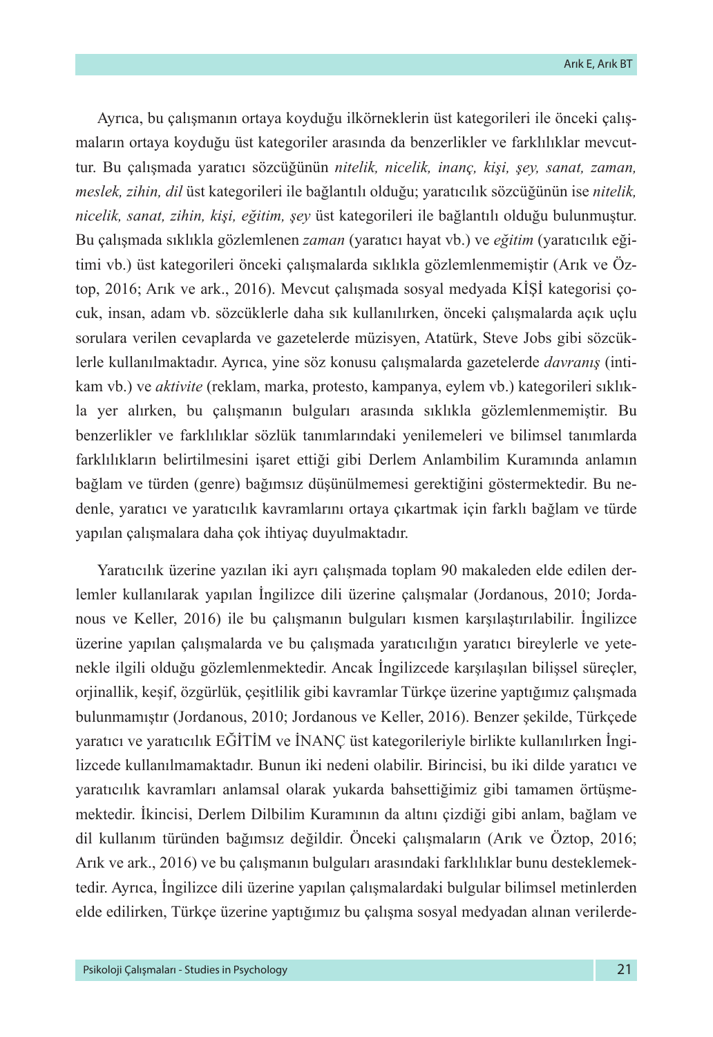Ayrıca, bu çalışmanın ortaya koyduğu ilkörneklerin üst kategorileri ile önceki çalışmaların ortaya koyduğu üst kategoriler arasında da benzerlikler ve farklılıklar mevcuttur. Bu çalışmada yaratıcı sözcüğünün *nitelik, nicelik, inanç, kişi, şey, sanat, zaman, meslek, zihin, dil* üst kategorileri ile bağlantılı olduğu; yaratıcılık sözcüğünün ise *nitelik, nicelik, sanat, zihin, kişi, eğitim, şey* üst kategorileri ile bağlantılı olduğu bulunmuştur. Bu çalışmada sıklıkla gözlemlenen *zaman* (yaratıcı hayat vb.) ve *eğitim* (yaratıcılık eğitimi vb.) üst kategorileri önceki çalışmalarda sıklıkla gözlemlenmemiştir (Arık ve Öztop, 2016; Arık ve ark., 2016). Mevcut çalışmada sosyal medyada KİŞİ kategorisi çocuk, insan, adam vb. sözcüklerle daha sık kullanılırken, önceki çalışmalarda açık uçlu sorulara verilen cevaplarda ve gazetelerde müzisyen, Atatürk, Steve Jobs gibi sözcüklerle kullanılmaktadır. Ayrıca, yine söz konusu çalışmalarda gazetelerde *davranış* (intikam vb.) ve *aktivite* (reklam, marka, protesto, kampanya, eylem vb.) kategorileri sıklıkla yer alırken, bu çalışmanın bulguları arasında sıklıkla gözlemlenmemiştir. Bu benzerlikler ve farklılıklar sözlük tanımlarındaki yenilemeleri ve bilimsel tanımlarda farklılıkların belirtilmesini işaret ettiği gibi Derlem Anlambilim Kuramında anlamın bağlam ve türden (genre) bağımsız düşünülmemesi gerektiğini göstermektedir. Bu nedenle, yaratıcı ve yaratıcılık kavramlarını ortaya çıkartmak için farklı bağlam ve türde yapılan çalışmalara daha çok ihtiyaç duyulmaktadır.

Yaratıcılık üzerine yazılan iki ayrı çalışmada toplam 90 makaleden elde edilen derlemler kullanılarak yapılan İngilizce dili üzerine çalışmalar (Jordanous, 2010; Jordanous ve Keller, 2016) ile bu çalışmanın bulguları kısmen karşılaştırılabilir. İngilizce üzerine yapılan çalışmalarda ve bu çalışmada yaratıcılığın yaratıcı bireylerle ve yetenekle ilgili olduğu gözlemlenmektedir. Ancak İngilizcede karşılaşılan bilişsel süreçler, orjinallik, keşif, özgürlük, çeşitlilik gibi kavramlar Türkçe üzerine yaptığımız çalışmada bulunmamıştır (Jordanous, 2010; Jordanous ve Keller, 2016). Benzer şekilde, Türkçede yaratıcı ve yaratıcılık EĞİTİM ve İNANÇ üst kategorileriyle birlikte kullanılırken İngilizcede kullanılmamaktadır. Bunun iki nedeni olabilir. Birincisi, bu iki dilde yaratıcı ve yaratıcılık kavramları anlamsal olarak yukarda bahsettiğimiz gibi tamamen örtüşmemektedir. İkincisi, Derlem Dilbilim Kuramının da altını çizdiği gibi anlam, bağlam ve dil kullanım türünden bağımsız değildir. Önceki çalışmaların (Arık ve Öztop, 2016; Arık ve ark., 2016) ve bu çalışmanın bulguları arasındaki farklılıklar bunu desteklemektedir. Ayrıca, İngilizce dili üzerine yapılan çalışmalardaki bulgular bilimsel metinlerden elde edilirken, Türkçe üzerine yaptığımız bu çalışma sosyal medyadan alınan verilerde-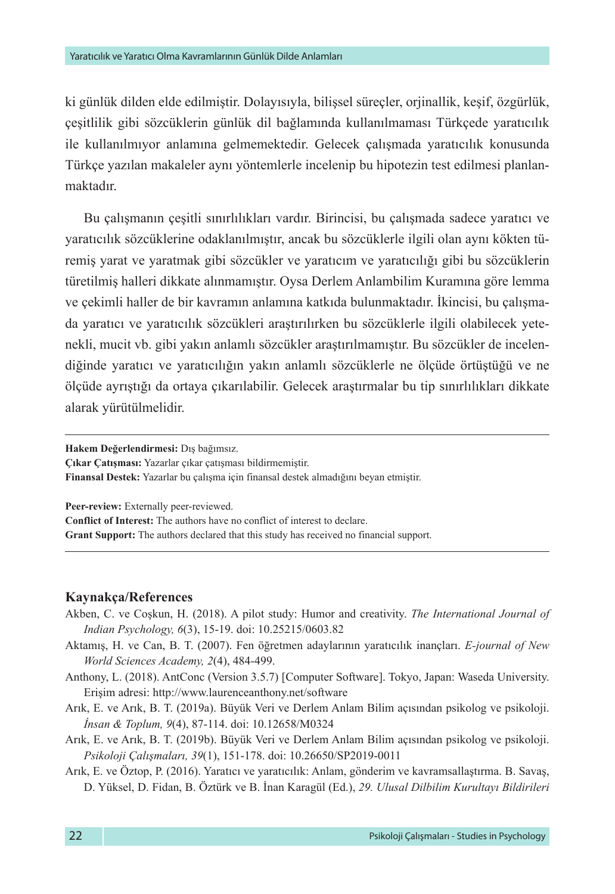ki günlük dilden elde edilmiştir. Dolayısıyla, bilişsel süreçler, orjinallik, keşif, özgürlük, çeşitlilik gibi sözcüklerin günlük dil bağlamında kullanılmaması Türkçede yaratıcılık ile kullanılmıyor anlamına gelmemektedir. Gelecek çalışmada yaratıcılık konusunda Türkçe yazılan makaleler aynı yöntemlerle incelenip bu hipotezin test edilmesi planlanmaktadır.

Bu çalışmanın çeşitli sınırlılıkları vardır. Birincisi, bu çalışmada sadece yaratıcı ve yaratıcılık sözcüklerine odaklanılmıştır, ancak bu sözcüklerle ilgili olan aynı kökten türemiş yarat ve yaratmak gibi sözcükler ve yaratıcım ve yaratıcılığı gibi bu sözcüklerin türetilmiş halleri dikkate alınmamıştır. Oysa Derlem Anlambilim Kuramına göre lemma ve çekimli haller de bir kavramın anlamına katkıda bulunmaktadır. İkincisi, bu çalışmada yaratıcı ve yaratıcılık sözcükleri araştırılırken bu sözcüklerle ilgili olabilecek yetenekli, mucit vb. gibi yakın anlamlı sözcükler araştırılmamıştır. Bu sözcükler de incelendiğinde yaratıcı ve yaratıcılığın yakın anlamlı sözcüklerle ne ölçüde örtüştüğü ve ne ölçüde ayrıştığı da ortaya çıkarılabilir. Gelecek araştırmalar bu tip sınırlılıkları dikkate alarak yürütülmelidir.

---

**Hakem Değerlendirmesi:** Dış bağımsız.
**Çıkar Çatışması:** Yazarlar çıkar çatışması bildirmemiştir.
**Finansal Destek:** Yazarlar bu çalışma için finansal destek almadığını beyan etmiştir.

**Peer-review:** Externally peer-reviewed.
**Conflict of Interest:** The authors have no conflict of interest to declare.
**Grant Support:** The authors declared that this study has received no financial support.

---

## Kaynakça/References

Akben, C. ve Coşkun, H. (2018). A pilot study: Humor and creativity. *The International Journal of Indian Psychology, 6*(3), 15-19. doi: 10.25215/0603.82

Aktamış, H. ve Can, B. T. (2007). Fen öğretmen adaylarının yaratıcılık inançları. *E-journal of New World Sciences Academy, 2*(4), 484-499.

Anthony, L. (2018). AntConc (Version 3.5.7) [Computer Software]. Tokyo, Japan: Waseda University. Erişim adresi: http://www.laurenceanthony.net/software

Arık, E. ve Arık, B. T. (2019a). Büyük Veri ve Derlem Anlam Bilim açısından psikolog ve psikoloji. *İnsan & Toplum, 9*(4), 87-114. doi: 10.12658/M0324

Arık, E. ve Arık, B. T. (2019b). Büyük Veri ve Derlem Anlam Bilim açısından psikolog ve psikoloji. *Psikoloji Çalışmaları, 39*(1), 151-178. doi: 10.26650/SP2019-0011

Arık, E. ve Öztop, P. (2016). Yaratıcı ve yaratıcılık: Anlam, gönderim ve kavramsallaştırma. B. Savaş, D. Yüksel, D. Fidan, B. Öztürk ve B. İnan Karagül (Ed.), *29. Ulusal Dilbilim Kurultayı Bildirileri*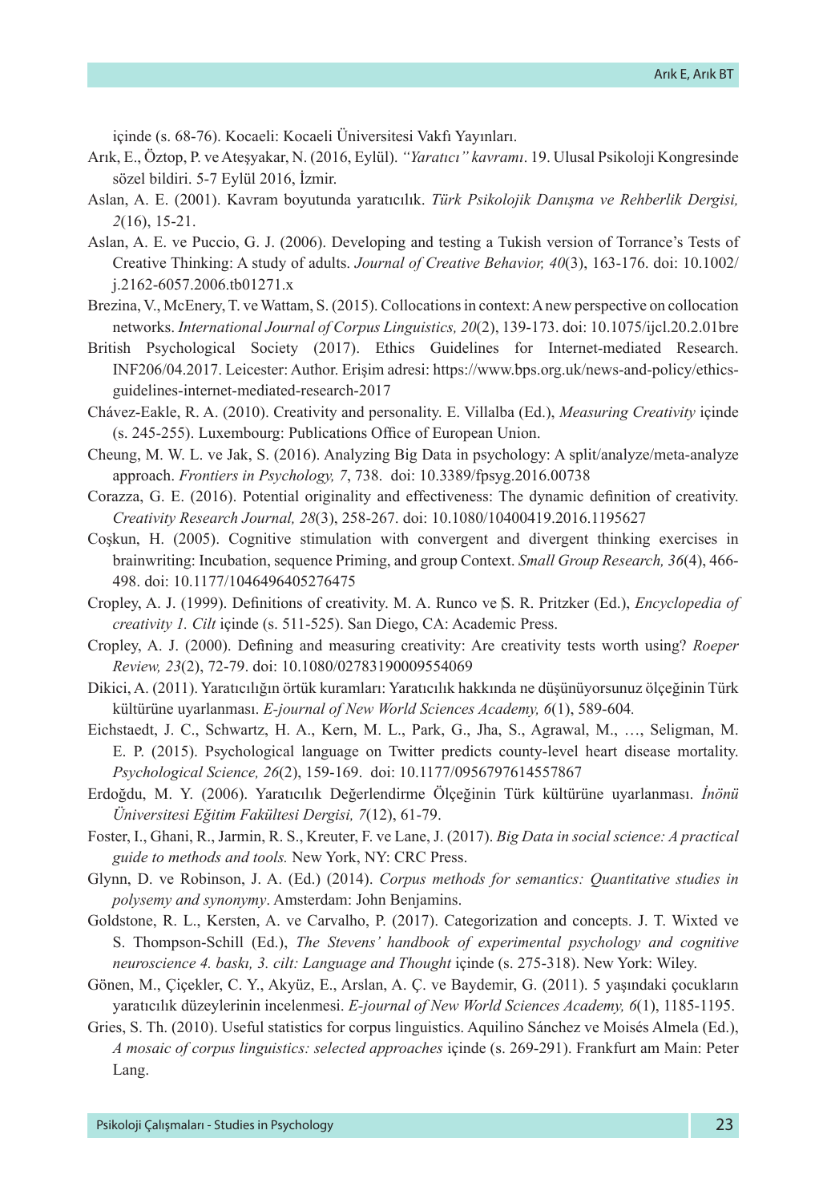içinde (s. 68-76). Kocaeli: Kocaeli Üniversitesi Vakfı Yayınları.

Arık, E., Öztop, P. ve Ateşyakar, N. (2016, Eylül). *"Yaratıcı" kavramı*. 19. Ulusal Psikoloji Kongresinde sözel bildiri. 5-7 Eylül 2016, İzmir.

Aslan, A. E. (2001). Kavram boyutunda yaratıcılık. *Türk Psikolojik Danışma ve Rehberlik Dergisi, 2*(16), 15-21.

Aslan, A. E. ve Puccio, G. J. (2006). Developing and testing a Tukish version of Torrance's Tests of Creative Thinking: A study of adults. *Journal of Creative Behavior, 40*(3), 163-176. doi: 10.1002/j.2162-6057.2006.tb01271.x

Brezina, V., McEnery, T. ve Wattam, S. (2015). Collocations in context: A new perspective on collocation networks. *International Journal of Corpus Linguistics, 20*(2), 139-173. doi: 10.1075/ijcl.20.2.01bre

British Psychological Society (2017). Ethics Guidelines for Internet-mediated Research. INF206/04.2017. Leicester: Author. Erişim adresi: https://www.bps.org.uk/news-and-policy/ethics-guidelines-internet-mediated-research-2017

Chávez-Eakle, R. A. (2010). Creativity and personality. E. Villalba (Ed.), *Measuring Creativity* içinde (s. 245-255). Luxembourg: Publications Office of European Union.

Cheung, M. W. L. ve Jak, S. (2016). Analyzing Big Data in psychology: A split/analyze/meta-analyze approach. *Frontiers in Psychology, 7*, 738. doi: 10.3389/fpsyg.2016.00738

Corazza, G. E. (2016). Potential originality and effectiveness: The dynamic definition of creativity. *Creativity Research Journal, 28*(3), 258-267. doi: 10.1080/10400419.2016.1195627

Coşkun, H. (2005). Cognitive stimulation with convergent and divergent thinking exercises in brainwriting: Incubation, sequence Priming, and group Context. *Small Group Research, 36*(4), 466-498. doi: 10.1177/1046496405276475

Cropley, A. J. (1999). Definitions of creativity. M. A. Runco ve S. R. Pritzker (Ed.), *Encyclopedia of creativity 1. Cilt* içinde (s. 511-525). San Diego, CA: Academic Press.

Cropley, A. J. (2000). Defining and measuring creativity: Are creativity tests worth using? *Roeper Review, 23*(2), 72-79. doi: 10.1080/02783190009554069

Dikici, A. (2011). Yaratıcılığın örtük kuramları: Yaratıcılık hakkında ne düşünüyorsunuz ölçeğinin Türk kültürüne uyarlanması. *E-journal of New World Sciences Academy, 6*(1), 589-604.

Eichstaedt, J. C., Schwartz, H. A., Kern, M. L., Park, G., Jha, S., Agrawal, M., …, Seligman, M. E. P. (2015). Psychological language on Twitter predicts county-level heart disease mortality. *Psychological Science, 26*(2), 159-169. doi: 10.1177/0956797614557867

Erdoğdu, M. Y. (2006). Yaratıcılık Değerlendirme Ölçeğinin Türk kültürüne uyarlanması. *İnönü Üniversitesi Eğitim Fakültesi Dergisi, 7*(12), 61-79.

Foster, I., Ghani, R., Jarmin, R. S., Kreuter, F. ve Lane, J. (2017). *Big Data in social science: A practical guide to methods and tools.* New York, NY: CRC Press.

Glynn, D. ve Robinson, J. A. (Ed.) (2014). *Corpus methods for semantics: Quantitative studies in polysemy and synonymy*. Amsterdam: John Benjamins.

Goldstone, R. L., Kersten, A. ve Carvalho, P. (2017). Categorization and concepts. J. T. Wixted ve S. Thompson-Schill (Ed.), *The Stevens' handbook of experimental psychology and cognitive neuroscience 4. baskı, 3. cilt: Language and Thought* içinde (s. 275-318). New York: Wiley.

Gönen, M., Çiçekler, C. Y., Akyüz, E., Arslan, A. Ç. ve Baydemir, G. (2011). 5 yaşındaki çocukların yaratıcılık düzeylerinin incelenmesi. *E-journal of New World Sciences Academy, 6*(1), 1185-1195.

Gries, S. Th. (2010). Useful statistics for corpus linguistics. Aquilino Sánchez ve Moisés Almela (Ed.), *A mosaic of corpus linguistics: selected approaches* içinde (s. 269-291). Frankfurt am Main: Peter Lang.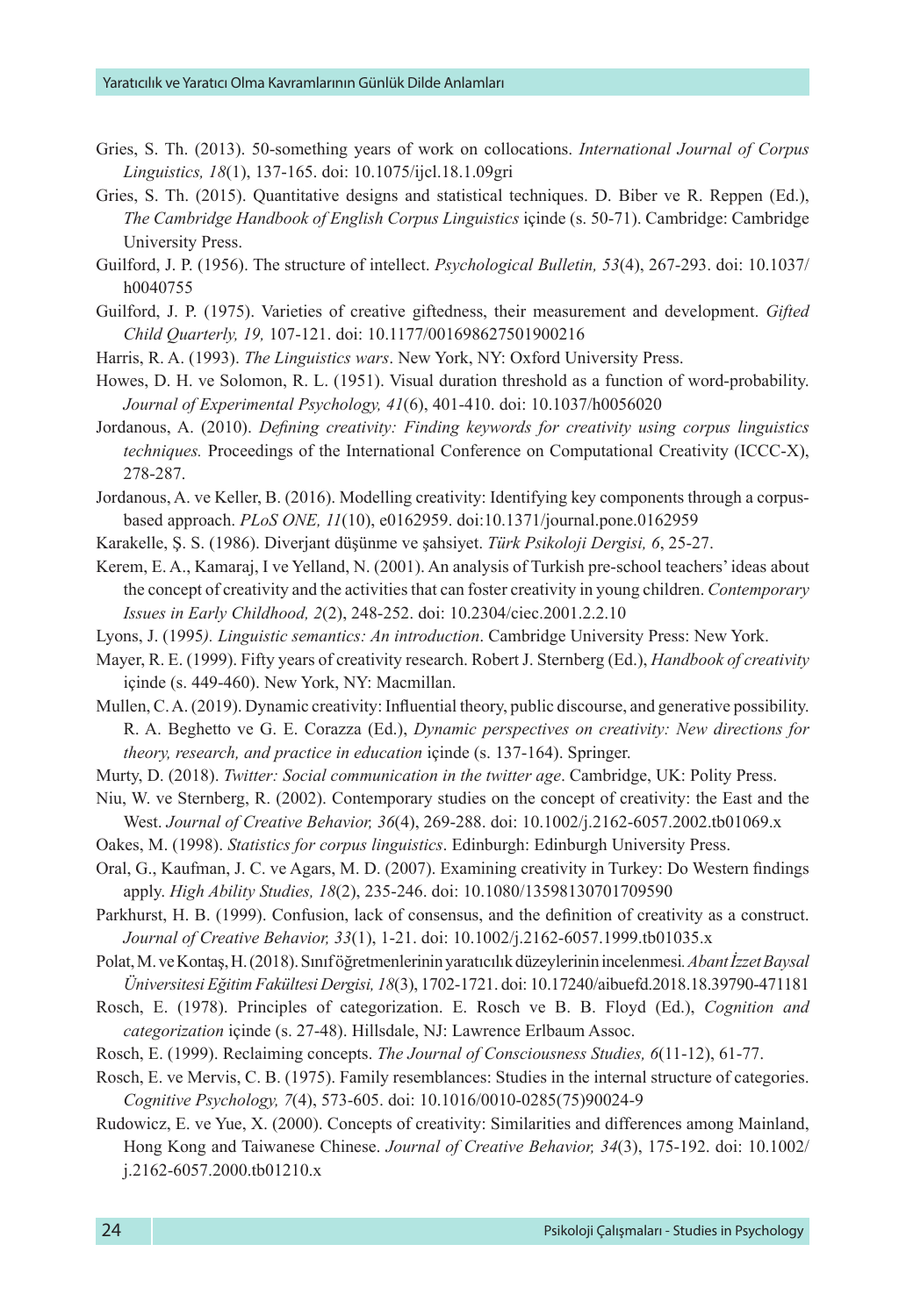Gries, S. Th. (2013). 50-something years of work on collocations. *International Journal of Corpus Linguistics, 18*(1), 137-165. doi: 10.1075/ijcl.18.1.09gri

Gries, S. Th. (2015). Quantitative designs and statistical techniques. D. Biber ve R. Reppen (Ed.), *The Cambridge Handbook of English Corpus Linguistics* içinde (s. 50-71). Cambridge: Cambridge University Press.

Guilford, J. P. (1956). The structure of intellect. *Psychological Bulletin, 53*(4), 267-293. doi: 10.1037/h0040755

Guilford, J. P. (1975). Varieties of creative giftedness, their measurement and development. *Gifted Child Quarterly, 19,* 107-121. doi: 10.1177/001698627501900216

Harris, R. A. (1993). *The Linguistics wars*. New York, NY: Oxford University Press.

Howes, D. H. ve Solomon, R. L. (1951). Visual duration threshold as a function of word-probability. *Journal of Experimental Psychology, 41*(6), 401-410. doi: 10.1037/h0056020

Jordanous, A. (2010). *Defining creativity: Finding keywords for creativity using corpus linguistics techniques.* Proceedings of the International Conference on Computational Creativity (ICCC-X), 278-287.

Jordanous, A. ve Keller, B. (2016). Modelling creativity: Identifying key components through a corpus-based approach. *PLoS ONE, 11*(10), e0162959. doi:10.1371/journal.pone.0162959

Karakelle, Ş. S. (1986). Diverjant düşünme ve şahsiyet. *Türk Psikoloji Dergisi, 6*, 25-27.

Kerem, E. A., Kamaraj, I ve Yelland, N. (2001). An analysis of Turkish pre-school teachers' ideas about the concept of creativity and the activities that can foster creativity in young children. *Contemporary Issues in Early Childhood, 2*(2), 248-252. doi: 10.2304/ciec.2001.2.2.10

Lyons, J. (1995*). Linguistic semantics: An introduction*. Cambridge University Press: New York.

Mayer, R. E. (1999). Fifty years of creativity research. Robert J. Sternberg (Ed.), *Handbook of creativity* içinde (s. 449-460). New York, NY: Macmillan.

Mullen, C. A. (2019). Dynamic creativity: Influential theory, public discourse, and generative possibility. R. A. Beghetto ve G. E. Corazza (Ed.), *Dynamic perspectives on creativity: New directions for theory, research, and practice in education* içinde (s. 137-164). Springer.

Murty, D. (2018). *Twitter: Social communication in the twitter age*. Cambridge, UK: Polity Press.

Niu, W. ve Sternberg, R. (2002). Contemporary studies on the concept of creativity: the East and the West. *Journal of Creative Behavior, 36*(4), 269-288. doi: 10.1002/j.2162-6057.2002.tb01069.x

Oakes, M. (1998). *Statistics for corpus linguistics*. Edinburgh: Edinburgh University Press.

Oral, G., Kaufman, J. C. ve Agars, M. D. (2007). Examining creativity in Turkey: Do Western findings apply. *High Ability Studies, 18*(2), 235-246. doi: 10.1080/13598130701709590

Parkhurst, H. B. (1999). Confusion, lack of consensus, and the definition of creativity as a construct. *Journal of Creative Behavior, 33*(1), 1-21. doi: 10.1002/j.2162-6057.1999.tb01035.x

Polat, M. ve Kontaş, H. (2018). Sınıf öğretmenlerinin yaratıcılık düzeylerinin incelenmesi*. Abant İzzet Baysal Üniversitesi Eğitim Fakültesi Dergisi, 18*(3), 1702-1721. doi: 10.17240/aibuefd.2018.18.39790-471181

Rosch, E. (1978). Principles of categorization. E. Rosch ve B. B. Floyd (Ed.), *Cognition and categorization* içinde (s. 27-48). Hillsdale, NJ: Lawrence Erlbaum Assoc.

Rosch, E. (1999). Reclaiming concepts. *The Journal of Consciousness Studies, 6*(11-12), 61-77.

Rosch, E. ve Mervis, C. B. (1975). Family resemblances: Studies in the internal structure of categories. *Cognitive Psychology, 7*(4), 573-605. doi: 10.1016/0010-0285(75)90024-9

Rudowicz, E. ve Yue, X. (2000). Concepts of creativity: Similarities and differences among Mainland, Hong Kong and Taiwanese Chinese. *Journal of Creative Behavior, 34*(3), 175-192. doi: 10.1002/j.2162-6057.2000.tb01210.x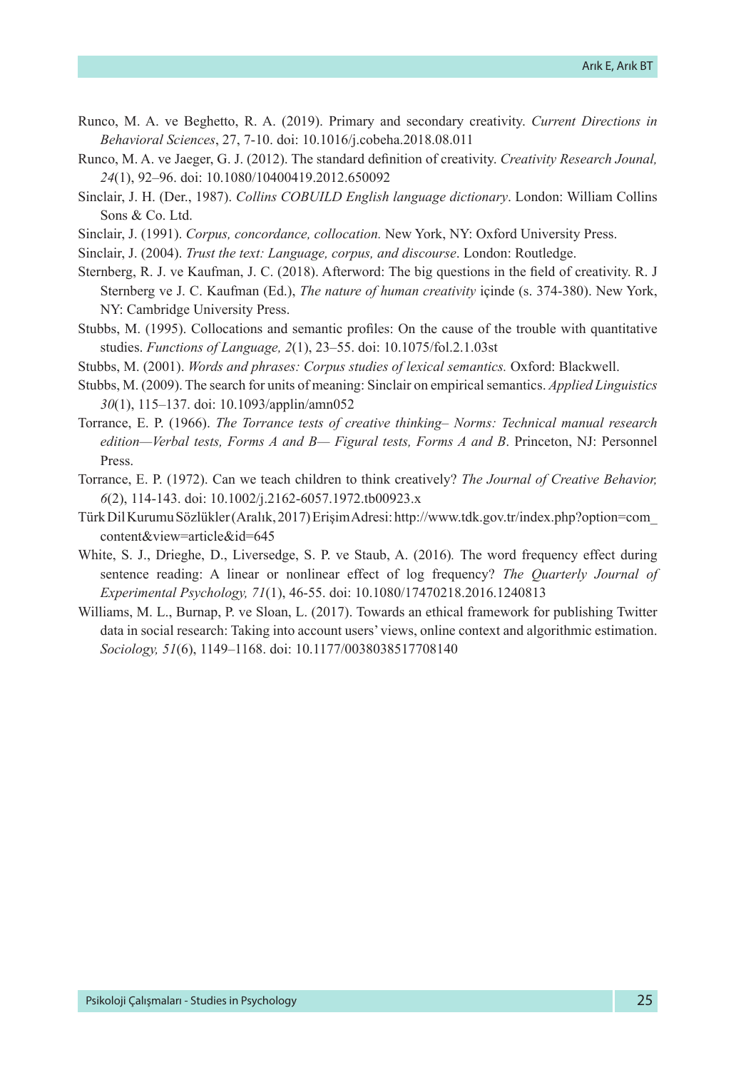Runco, M. A. ve Beghetto, R. A. (2019). Primary and secondary creativity. *Current Directions in Behavioral Sciences*, 27, 7-10. doi: 10.1016/j.cobeha.2018.08.011

Runco, M. A. ve Jaeger, G. J. (2012). The standard definition of creativity. *Creativity Research Jounal, 24*(1), 92–96. doi: 10.1080/10400419.2012.650092

Sinclair, J. H. (Der., 1987). *Collins COBUILD English language dictionary*. London: William Collins Sons & Co. Ltd.

Sinclair, J. (1991). *Corpus, concordance, collocation.* New York, NY: Oxford University Press.

Sinclair, J. (2004). *Trust the text: Language, corpus, and discourse*. London: Routledge.

Sternberg, R. J. ve Kaufman, J. C. (2018). Afterword: The big questions in the field of creativity. R. J Sternberg ve J. C. Kaufman (Ed.), *The nature of human creativity* içinde (s. 374-380). New York, NY: Cambridge University Press.

Stubbs, M. (1995). Collocations and semantic profiles: On the cause of the trouble with quantitative studies. *Functions of Language, 2*(1), 23–55. doi: 10.1075/fol.2.1.03st

Stubbs, M. (2001). *Words and phrases: Corpus studies of lexical semantics.* Oxford: Blackwell.

Stubbs, M. (2009). The search for units of meaning: Sinclair on empirical semantics. *Applied Linguistics 30*(1), 115–137. doi: 10.1093/applin/amn052

Torrance, E. P. (1966). *The Torrance tests of creative thinking– Norms: Technical manual research edition—Verbal tests, Forms A and B— Figural tests, Forms A and B*. Princeton, NJ: Personnel Press.

Torrance, E. P. (1972). Can we teach children to think creatively? *The Journal of Creative Behavior, 6*(2), 114-143. doi: 10.1002/j.2162-6057.1972.tb00923.x

Türk Dil Kurumu Sözlükler (Aralık, 2017) Erişim Adresi: http://www.tdk.gov.tr/index.php?option=com_content&view=article&id=645

White, S. J., Drieghe, D., Liversedge, S. P. ve Staub, A. (2016). The word frequency effect during sentence reading: A linear or nonlinear effect of log frequency? *The Quarterly Journal of Experimental Psychology, 71*(1), 46-55. doi: 10.1080/17470218.2016.1240813

Williams, M. L., Burnap, P. ve Sloan, L. (2017). Towards an ethical framework for publishing Twitter data in social research: Taking into account users' views, online context and algorithmic estimation. *Sociology, 51*(6), 1149–1168. doi: 10.1177/0038038517708140